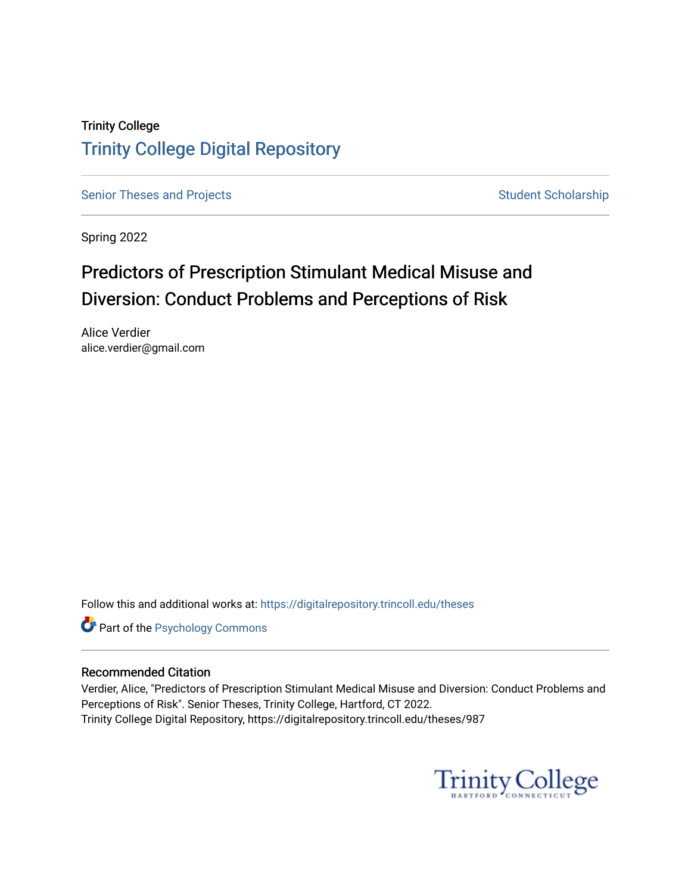Trinity College

# Trinity College Digital Repository

Senior Theses and Projects | Student Scholarship

Spring 2022

## Predictors of Prescription Stimulant Medical Misuse and Diversion: Conduct Problems and Perceptions of Risk

Alice Verdier
alice.verdier@gmail.com

Follow this and additional works at: https://digitalrepository.trincoll.edu/theses

Part of the Psychology Commons

### Recommended Citation

Verdier, Alice, "Predictors of Prescription Stimulant Medical Misuse and Diversion: Conduct Problems and Perceptions of Risk". Senior Theses, Trinity College, Hartford, CT 2022.
Trinity College Digital Repository, https://digitalrepository.trincoll.edu/theses/987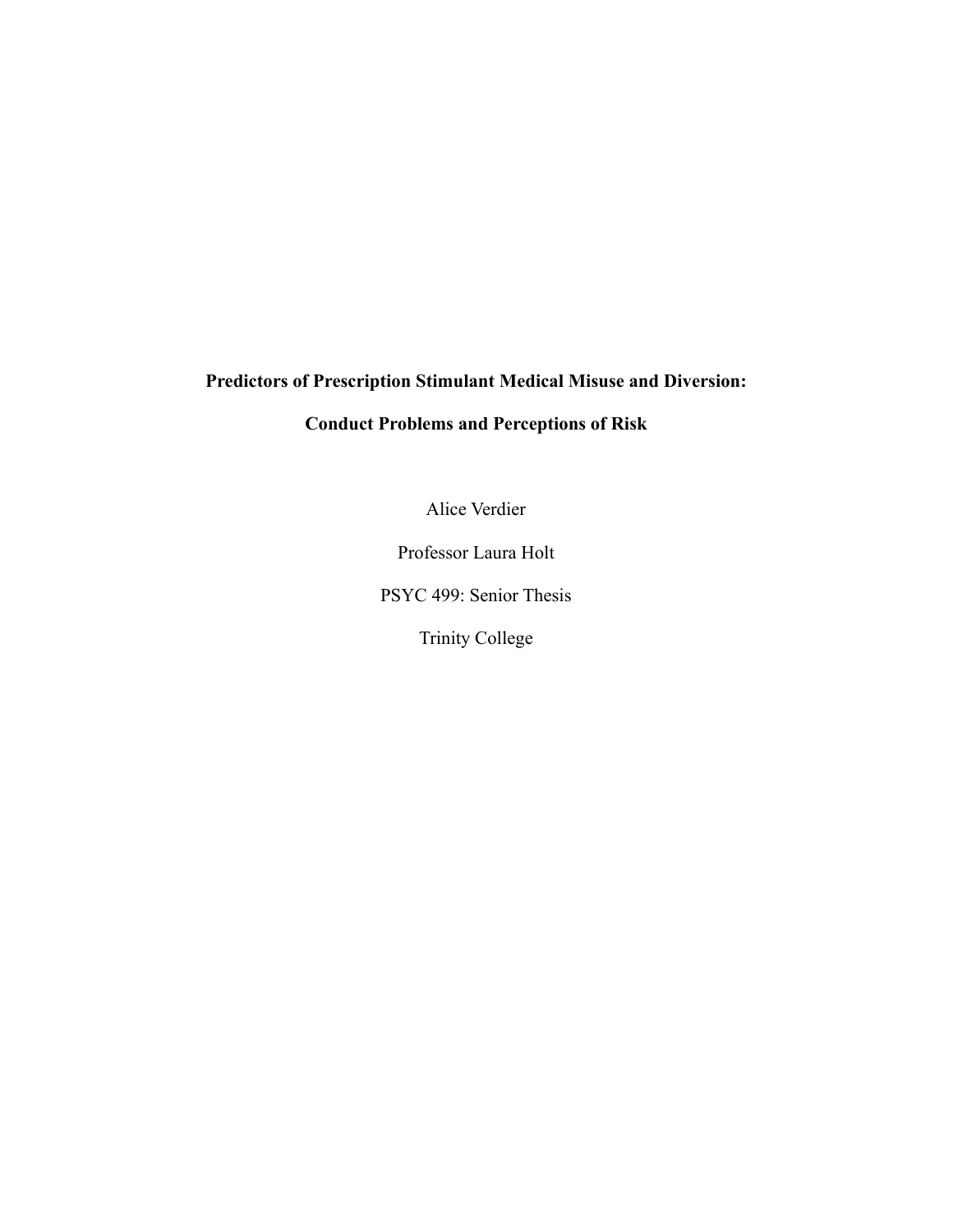**Predictors of Prescription Stimulant Medical Misuse and Diversion:**

**Conduct Problems and Perceptions of Risk**

Alice Verdier

Professor Laura Holt

PSYC 499: Senior Thesis

Trinity College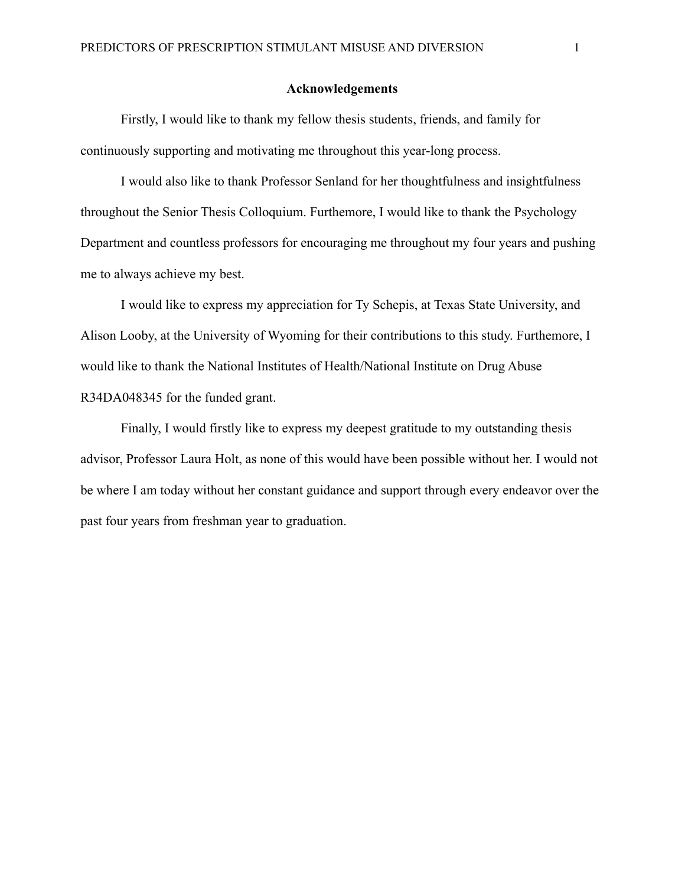# Acknowledgements

Firstly, I would like to thank my fellow thesis students, friends, and family for continuously supporting and motivating me throughout this year-long process.

I would also like to thank Professor Senland for her thoughtfulness and insightfulness throughout the Senior Thesis Colloquium. Furthermore, I would like to thank the Psychology Department and countless professors for encouraging me throughout my four years and pushing me to always achieve my best.

I would like to express my appreciation for Ty Schepis, at Texas State University, and Alison Looby, at the University of Wyoming for their contributions to this study. Furthemore, I would like to thank the National Institutes of Health/National Institute on Drug Abuse R34DA048345 for the funded grant.

Finally, I would firstly like to express my deepest gratitude to my outstanding thesis advisor, Professor Laura Holt, as none of this would have been possible without her. I would not be where I am today without her constant guidance and support through every endeavor over the past four years from freshman year to graduation.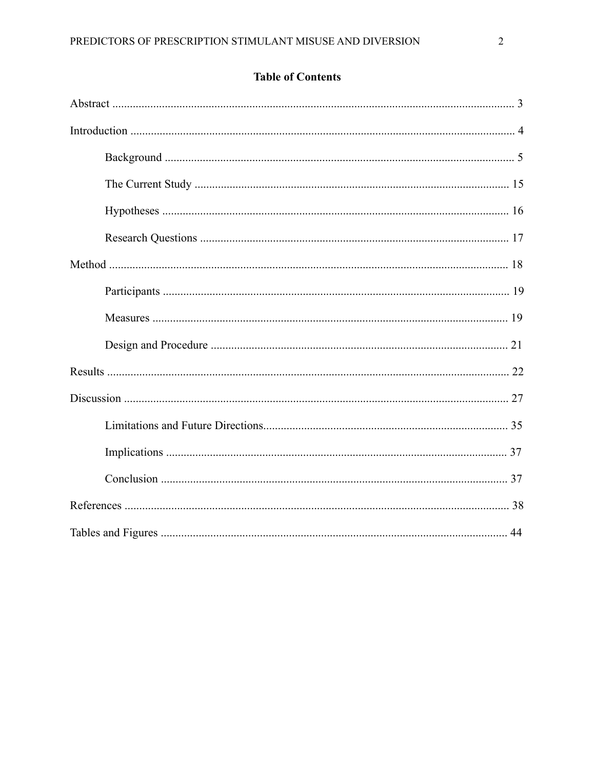## Table of Contents

Abstract ........................................................................................................................ 3

Introduction .................................................................................................................. 4

- Background ...................................................................................................... 5
- The Current Study ........................................................................................... 15
- Hypotheses ..................................................................................................... 16
- Research Questions ........................................................................................ 17

Method ........................................................................................................................ 18

- Participants ..................................................................................................... 19
- Measures ......................................................................................................... 19
- Design and Procedure .................................................................................... 21

Results ........................................................................................................................ 22

Discussion ................................................................................................................... 27

- Limitations and Future Directions.................................................................. 35
- Implications .................................................................................................... 37
- Conclusion ...................................................................................................... 37

References ................................................................................................................... 38

Tables and Figures ...................................................................................................... 44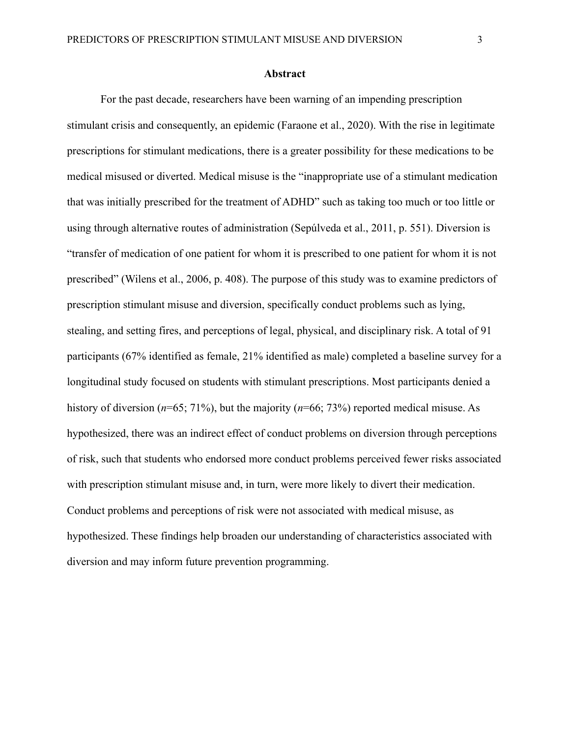**Abstract**

For the past decade, researchers have been warning of an impending prescription stimulant crisis and consequently, an epidemic (Faraone et al., 2020). With the rise in legitimate prescriptions for stimulant medications, there is a greater possibility for these medications to be medical misused or diverted. Medical misuse is the "inappropriate use of a stimulant medication that was initially prescribed for the treatment of ADHD" such as taking too much or too little or using through alternative routes of administration (Sepúlveda et al., 2011, p. 551). Diversion is "transfer of medication of one patient for whom it is prescribed to one patient for whom it is not prescribed" (Wilens et al., 2006, p. 408). The purpose of this study was to examine predictors of prescription stimulant misuse and diversion, specifically conduct problems such as lying, stealing, and setting fires, and perceptions of legal, physical, and disciplinary risk. A total of 91 participants (67% identified as female, 21% identified as male) completed a baseline survey for a longitudinal study focused on students with stimulant prescriptions. Most participants denied a history of diversion (*n*=65; 71%), but the majority (*n*=66; 73%) reported medical misuse. As hypothesized, there was an indirect effect of conduct problems on diversion through perceptions of risk, such that students who endorsed more conduct problems perceived fewer risks associated with prescription stimulant misuse and, in turn, were more likely to divert their medication. Conduct problems and perceptions of risk were not associated with medical misuse, as hypothesized. These findings help broaden our understanding of characteristics associated with diversion and may inform future prevention programming.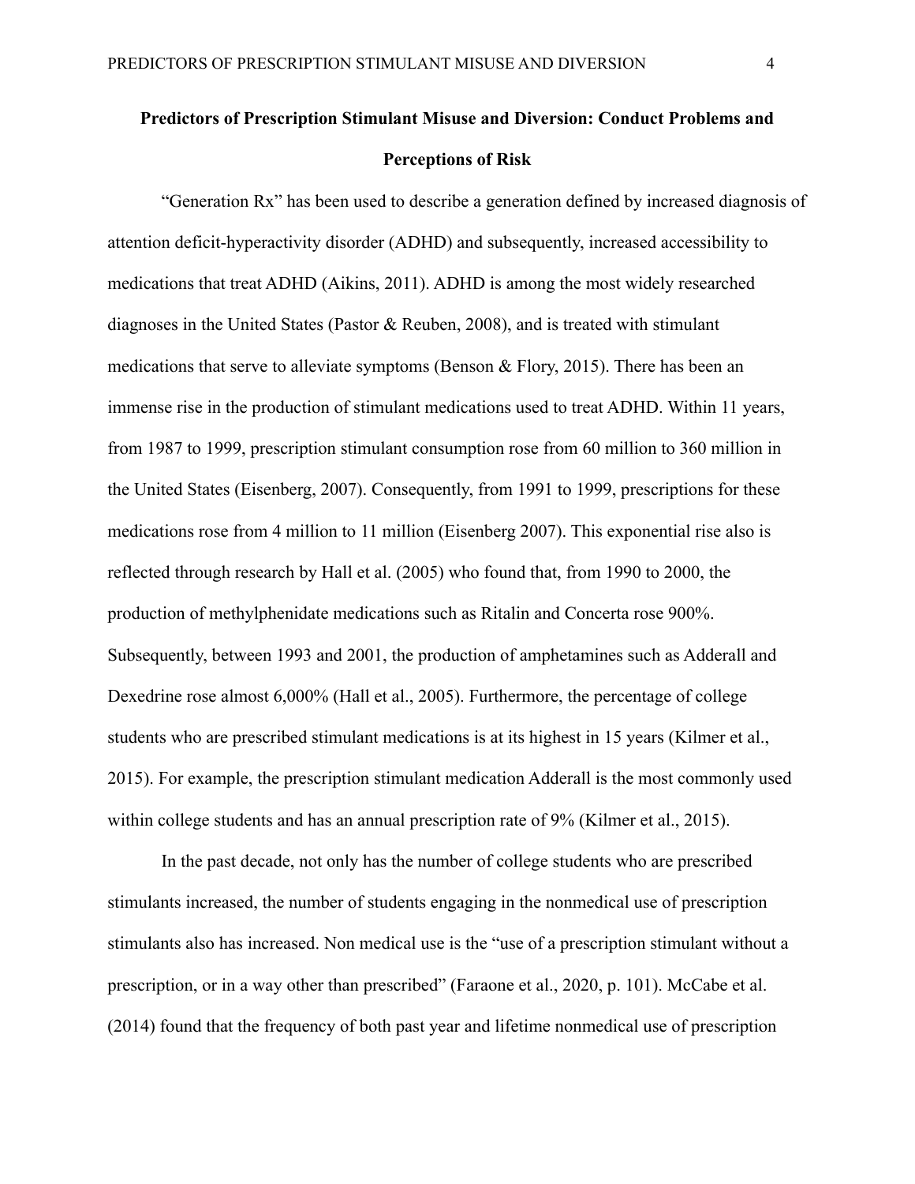## Predictors of Prescription Stimulant Misuse and Diversion: Conduct Problems and Perceptions of Risk

"Generation Rx" has been used to describe a generation defined by increased diagnosis of attention deficit-hyperactivity disorder (ADHD) and subsequently, increased accessibility to medications that treat ADHD (Aikins, 2011). ADHD is among the most widely researched diagnoses in the United States (Pastor & Reuben, 2008), and is treated with stimulant medications that serve to alleviate symptoms (Benson & Flory, 2015). There has been an immense rise in the production of stimulant medications used to treat ADHD. Within 11 years, from 1987 to 1999, prescription stimulant consumption rose from 60 million to 360 million in the United States (Eisenberg, 2007). Consequently, from 1991 to 1999, prescriptions for these medications rose from 4 million to 11 million (Eisenberg 2007). This exponential rise also is reflected through research by Hall et al. (2005) who found that, from 1990 to 2000, the production of methylphenidate medications such as Ritalin and Concerta rose 900%. Subsequently, between 1993 and 2001, the production of amphetamines such as Adderall and Dexedrine rose almost 6,000% (Hall et al., 2005). Furthermore, the percentage of college students who are prescribed stimulant medications is at its highest in 15 years (Kilmer et al., 2015). For example, the prescription stimulant medication Adderall is the most commonly used within college students and has an annual prescription rate of 9% (Kilmer et al., 2015).

In the past decade, not only has the number of college students who are prescribed stimulants increased, the number of students engaging in the nonmedical use of prescription stimulants also has increased. Non medical use is the "use of a prescription stimulant without a prescription, or in a way other than prescribed" (Faraone et al., 2020, p. 101). McCabe et al. (2014) found that the frequency of both past year and lifetime nonmedical use of prescription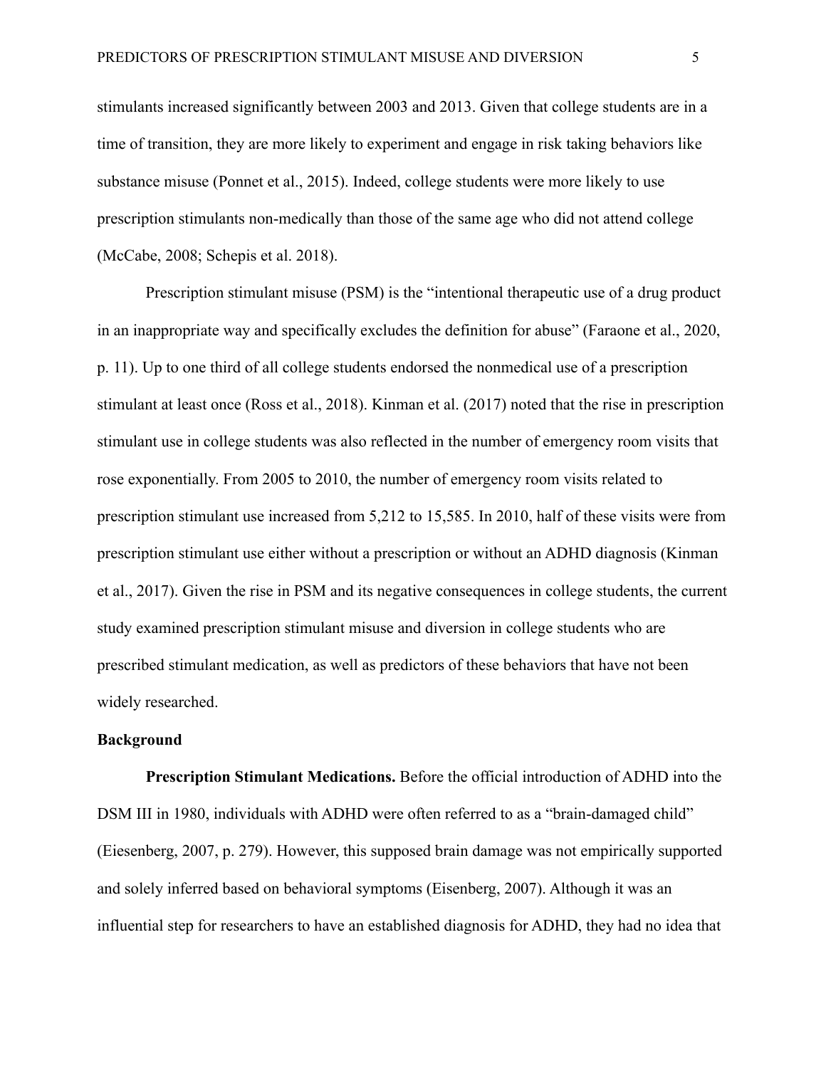stimulants increased significantly between 2003 and 2013. Given that college students are in a time of transition, they are more likely to experiment and engage in risk taking behaviors like substance misuse (Ponnet et al., 2015). Indeed, college students were more likely to use prescription stimulants non-medically than those of the same age who did not attend college (McCabe, 2008; Schepis et al. 2018).

Prescription stimulant misuse (PSM) is the "intentional therapeutic use of a drug product in an inappropriate way and specifically excludes the definition for abuse" (Faraone et al., 2020, p. 11). Up to one third of all college students endorsed the nonmedical use of a prescription stimulant at least once (Ross et al., 2018). Kinman et al. (2017) noted that the rise in prescription stimulant use in college students was also reflected in the number of emergency room visits that rose exponentially. From 2005 to 2010, the number of emergency room visits related to prescription stimulant use increased from 5,212 to 15,585. In 2010, half of these visits were from prescription stimulant use either without a prescription or without an ADHD diagnosis (Kinman et al., 2017). Given the rise in PSM and its negative consequences in college students, the current study examined prescription stimulant misuse and diversion in college students who are prescribed stimulant medication, as well as predictors of these behaviors that have not been widely researched.

## Background

**Prescription Stimulant Medications.** Before the official introduction of ADHD into the DSM III in 1980, individuals with ADHD were often referred to as a "brain-damaged child" (Eiesenberg, 2007, p. 279). However, this supposed brain damage was not empirically supported and solely inferred based on behavioral symptoms (Eisenberg, 2007). Although it was an influential step for researchers to have an established diagnosis for ADHD, they had no idea that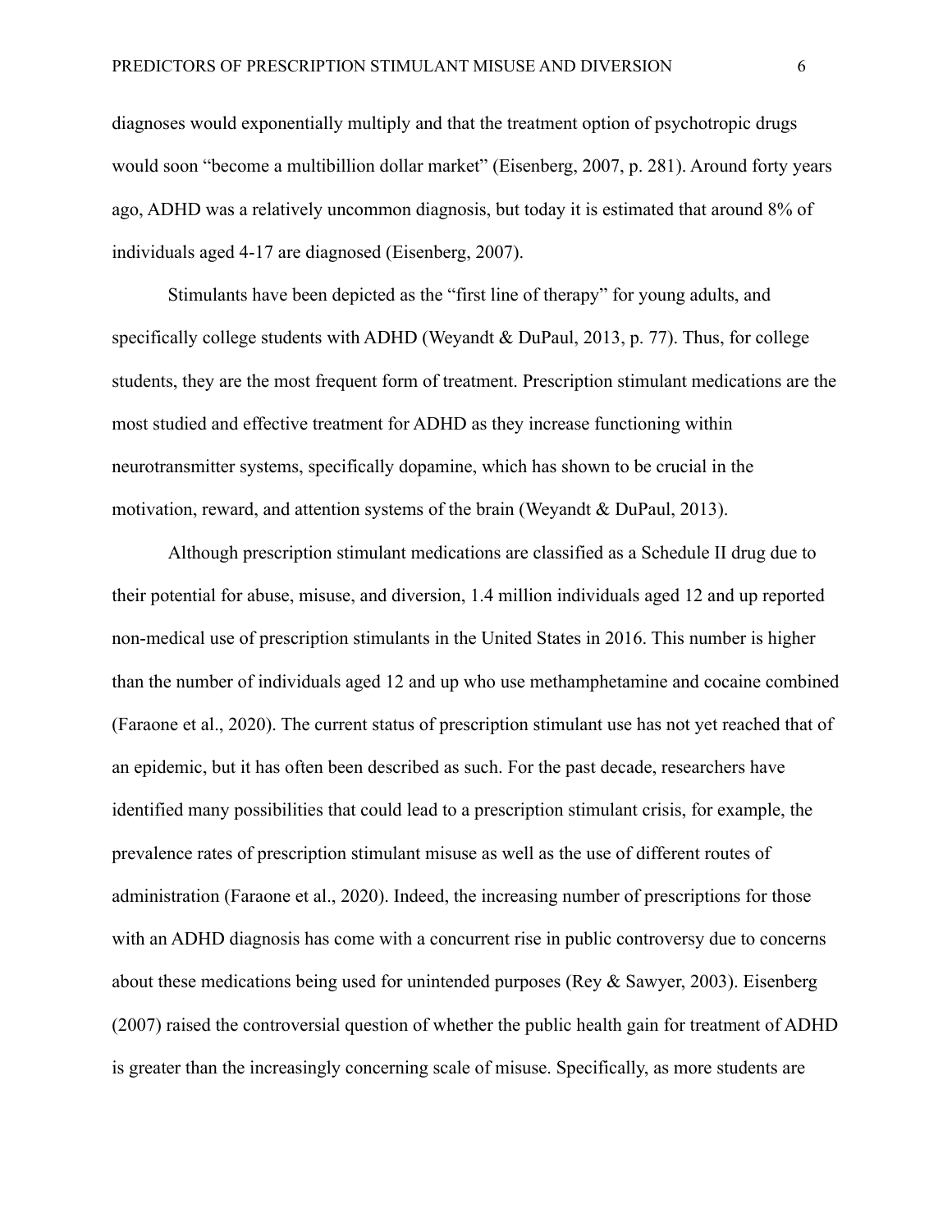diagnoses would exponentially multiply and that the treatment option of psychotropic drugs would soon "become a multibillion dollar market" (Eisenberg, 2007, p. 281). Around forty years ago, ADHD was a relatively uncommon diagnosis, but today it is estimated that around 8% of individuals aged 4-17 are diagnosed (Eisenberg, 2007).

Stimulants have been depicted as the "first line of therapy" for young adults, and specifically college students with ADHD (Weyandt & DuPaul, 2013, p. 77). Thus, for college students, they are the most frequent form of treatment. Prescription stimulant medications are the most studied and effective treatment for ADHD as they increase functioning within neurotransmitter systems, specifically dopamine, which has shown to be crucial in the motivation, reward, and attention systems of the brain (Weyandt & DuPaul, 2013).

Although prescription stimulant medications are classified as a Schedule II drug due to their potential for abuse, misuse, and diversion, 1.4 million individuals aged 12 and up reported non-medical use of prescription stimulants in the United States in 2016. This number is higher than the number of individuals aged 12 and up who use methamphetamine and cocaine combined (Faraone et al., 2020). The current status of prescription stimulant use has not yet reached that of an epidemic, but it has often been described as such. For the past decade, researchers have identified many possibilities that could lead to a prescription stimulant crisis, for example, the prevalence rates of prescription stimulant misuse as well as the use of different routes of administration (Faraone et al., 2020). Indeed, the increasing number of prescriptions for those with an ADHD diagnosis has come with a concurrent rise in public controversy due to concerns about these medications being used for unintended purposes (Rey & Sawyer, 2003). Eisenberg (2007) raised the controversial question of whether the public health gain for treatment of ADHD is greater than the increasingly concerning scale of misuse. Specifically, as more students are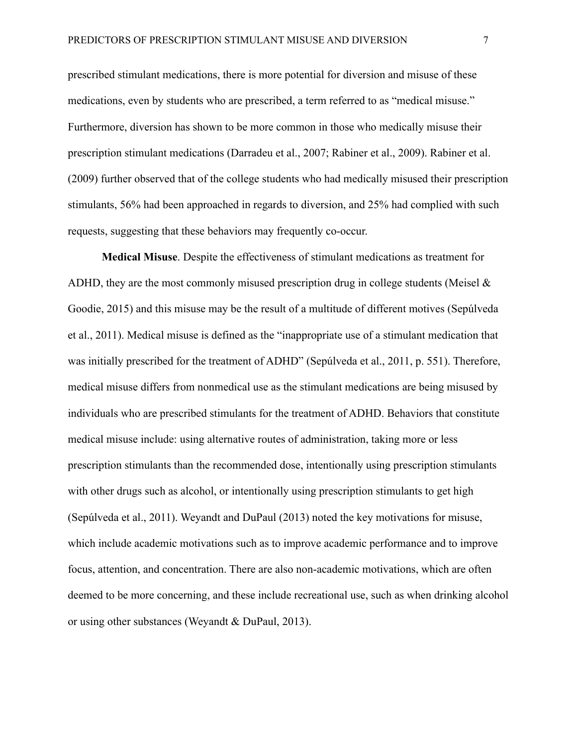prescribed stimulant medications, there is more potential for diversion and misuse of these medications, even by students who are prescribed, a term referred to as “medical misuse.” Furthermore, diversion has shown to be more common in those who medically misuse their prescription stimulant medications (Darradeu et al., 2007; Rabiner et al., 2009). Rabiner et al. (2009) further observed that of the college students who had medically misused their prescription stimulants, 56% had been approached in regards to diversion, and 25% had complied with such requests, suggesting that these behaviors may frequently co-occur.

**Medical Misuse**. Despite the effectiveness of stimulant medications as treatment for ADHD, they are the most commonly misused prescription drug in college students (Meisel & Goodie, 2015) and this misuse may be the result of a multitude of different motives (Sepúlveda et al., 2011). Medical misuse is defined as the “inappropriate use of a stimulant medication that was initially prescribed for the treatment of ADHD” (Sepúlveda et al., 2011, p. 551). Therefore, medical misuse differs from nonmedical use as the stimulant medications are being misused by individuals who are prescribed stimulants for the treatment of ADHD. Behaviors that constitute medical misuse include: using alternative routes of administration, taking more or less prescription stimulants than the recommended dose, intentionally using prescription stimulants with other drugs such as alcohol, or intentionally using prescription stimulants to get high (Sepúlveda et al., 2011). Weyandt and DuPaul (2013) noted the key motivations for misuse, which include academic motivations such as to improve academic performance and to improve focus, attention, and concentration. There are also non-academic motivations, which are often deemed to be more concerning, and these include recreational use, such as when drinking alcohol or using other substances (Weyandt & DuPaul, 2013).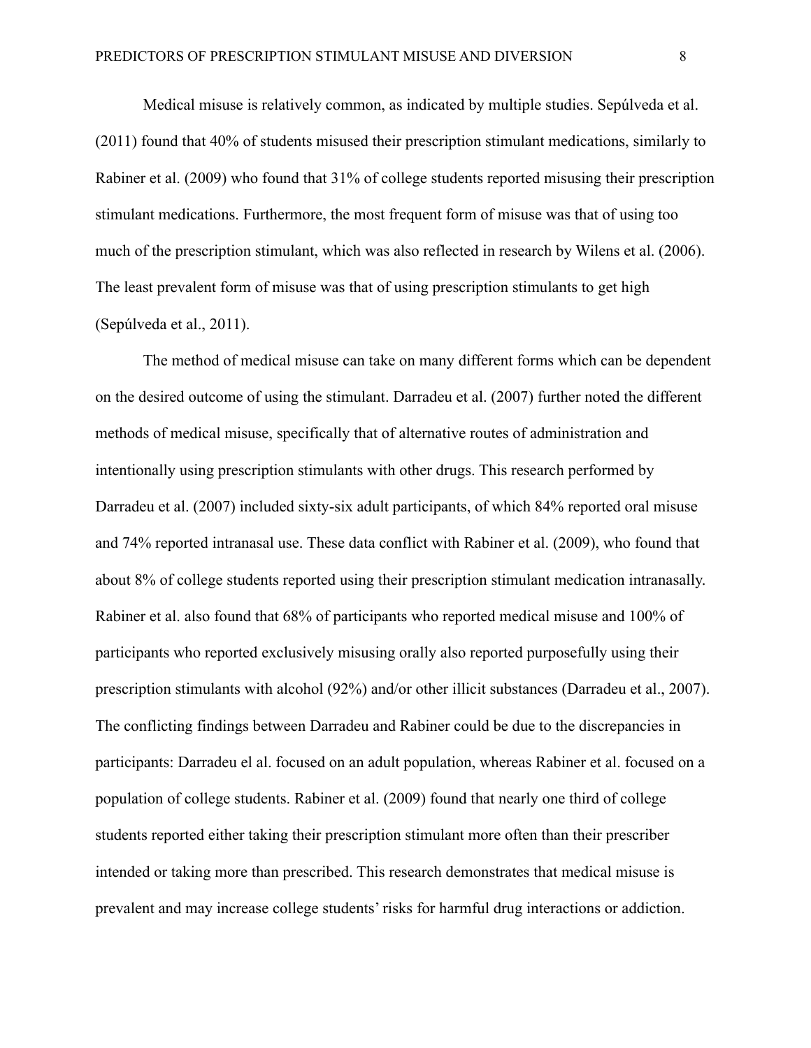Medical misuse is relatively common, as indicated by multiple studies. Sepúlveda et al. (2011) found that 40% of students misused their prescription stimulant medications, similarly to Rabiner et al. (2009) who found that 31% of college students reported misusing their prescription stimulant medications. Furthermore, the most frequent form of misuse was that of using too much of the prescription stimulant, which was also reflected in research by Wilens et al. (2006). The least prevalent form of misuse was that of using prescription stimulants to get high (Sepúlveda et al., 2011).

The method of medical misuse can take on many different forms which can be dependent on the desired outcome of using the stimulant. Darradeu et al. (2007) further noted the different methods of medical misuse, specifically that of alternative routes of administration and intentionally using prescription stimulants with other drugs. This research performed by Darradeu et al. (2007) included sixty-six adult participants, of which 84% reported oral misuse and 74% reported intranasal use. These data conflict with Rabiner et al. (2009), who found that about 8% of college students reported using their prescription stimulant medication intranasally. Rabiner et al. also found that 68% of participants who reported medical misuse and 100% of participants who reported exclusively misusing orally also reported purposefully using their prescription stimulants with alcohol (92%) and/or other illicit substances (Darradeu et al., 2007). The conflicting findings between Darradeu and Rabiner could be due to the discrepancies in participants: Darradeu el al. focused on an adult population, whereas Rabiner et al. focused on a population of college students. Rabiner et al. (2009) found that nearly one third of college students reported either taking their prescription stimulant more often than their prescriber intended or taking more than prescribed. This research demonstrates that medical misuse is prevalent and may increase college students' risks for harmful drug interactions or addiction.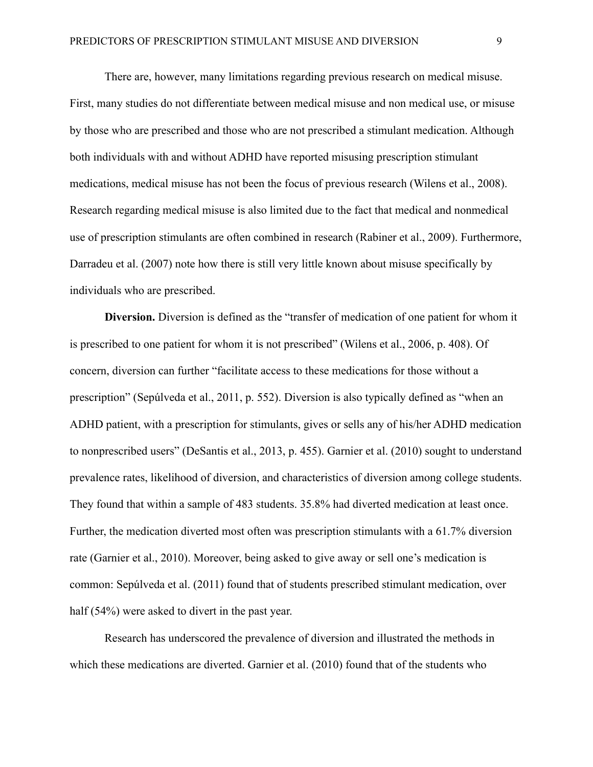There are, however, many limitations regarding previous research on medical misuse. First, many studies do not differentiate between medical misuse and non medical use, or misuse by those who are prescribed and those who are not prescribed a stimulant medication. Although both individuals with and without ADHD have reported misusing prescription stimulant medications, medical misuse has not been the focus of previous research (Wilens et al., 2008). Research regarding medical misuse is also limited due to the fact that medical and nonmedical use of prescription stimulants are often combined in research (Rabiner et al., 2009). Furthermore, Darradeu et al. (2007) note how there is still very little known about misuse specifically by individuals who are prescribed.

**Diversion.** Diversion is defined as the "transfer of medication of one patient for whom it is prescribed to one patient for whom it is not prescribed" (Wilens et al., 2006, p. 408). Of concern, diversion can further "facilitate access to these medications for those without a prescription" (Sepúlveda et al., 2011, p. 552). Diversion is also typically defined as "when an ADHD patient, with a prescription for stimulants, gives or sells any of his/her ADHD medication to nonprescribed users" (DeSantis et al., 2013, p. 455). Garnier et al. (2010) sought to understand prevalence rates, likelihood of diversion, and characteristics of diversion among college students. They found that within a sample of 483 students. 35.8% had diverted medication at least once. Further, the medication diverted most often was prescription stimulants with a 61.7% diversion rate (Garnier et al., 2010). Moreover, being asked to give away or sell one's medication is common: Sepúlveda et al. (2011) found that of students prescribed stimulant medication, over half (54%) were asked to divert in the past year.

Research has underscored the prevalence of diversion and illustrated the methods in which these medications are diverted. Garnier et al. (2010) found that of the students who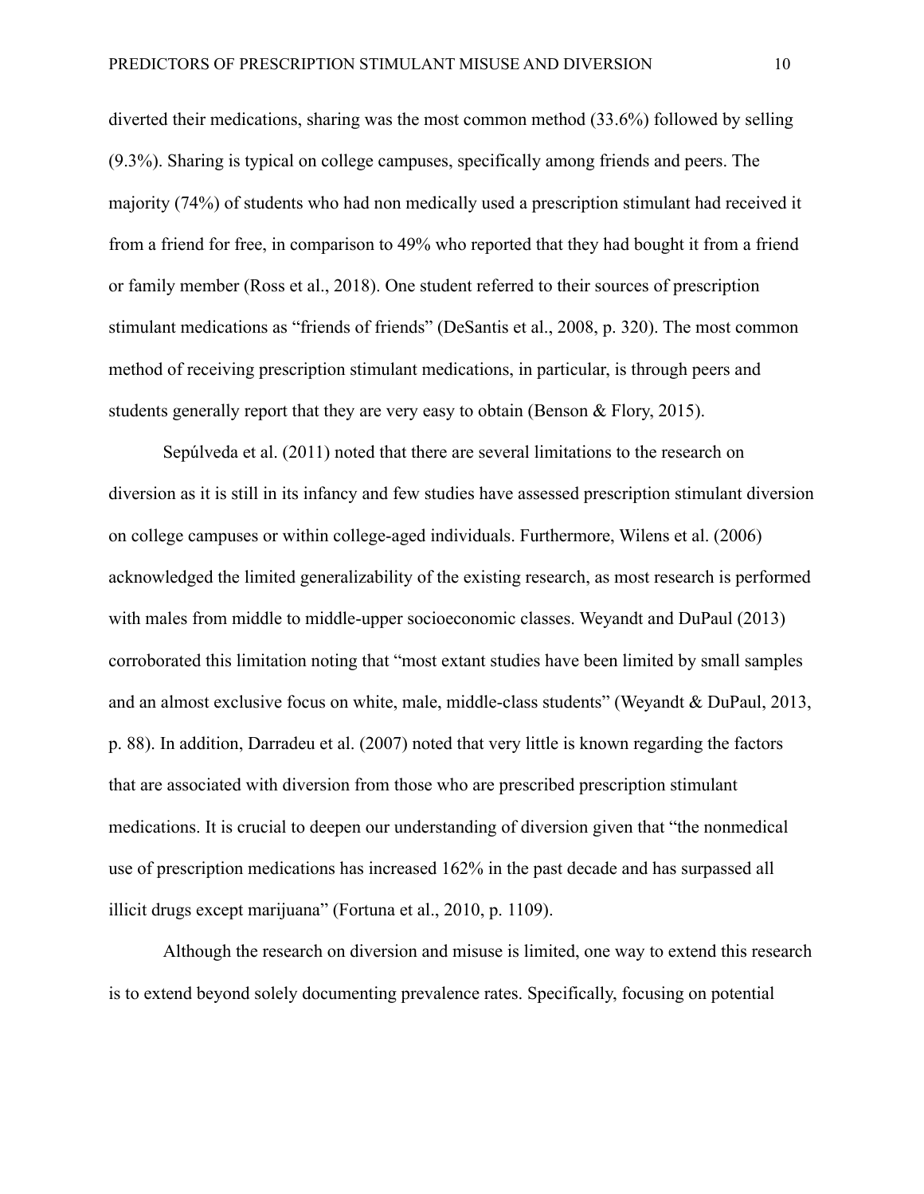diverted their medications, sharing was the most common method (33.6%) followed by selling (9.3%). Sharing is typical on college campuses, specifically among friends and peers. The majority (74%) of students who had non medically used a prescription stimulant had received it from a friend for free, in comparison to 49% who reported that they had bought it from a friend or family member (Ross et al., 2018). One student referred to their sources of prescription stimulant medications as "friends of friends" (DeSantis et al., 2008, p. 320). The most common method of receiving prescription stimulant medications, in particular, is through peers and students generally report that they are very easy to obtain (Benson & Flory, 2015).

Sepúlveda et al. (2011) noted that there are several limitations to the research on diversion as it is still in its infancy and few studies have assessed prescription stimulant diversion on college campuses or within college-aged individuals. Furthermore, Wilens et al. (2006) acknowledged the limited generalizability of the existing research, as most research is performed with males from middle to middle-upper socioeconomic classes. Weyandt and DuPaul (2013) corroborated this limitation noting that "most extant studies have been limited by small samples and an almost exclusive focus on white, male, middle-class students" (Weyandt & DuPaul, 2013, p. 88). In addition, Darradeu et al. (2007) noted that very little is known regarding the factors that are associated with diversion from those who are prescribed prescription stimulant medications. It is crucial to deepen our understanding of diversion given that "the nonmedical use of prescription medications has increased 162% in the past decade and has surpassed all illicit drugs except marijuana" (Fortuna et al., 2010, p. 1109).

Although the research on diversion and misuse is limited, one way to extend this research is to extend beyond solely documenting prevalence rates. Specifically, focusing on potential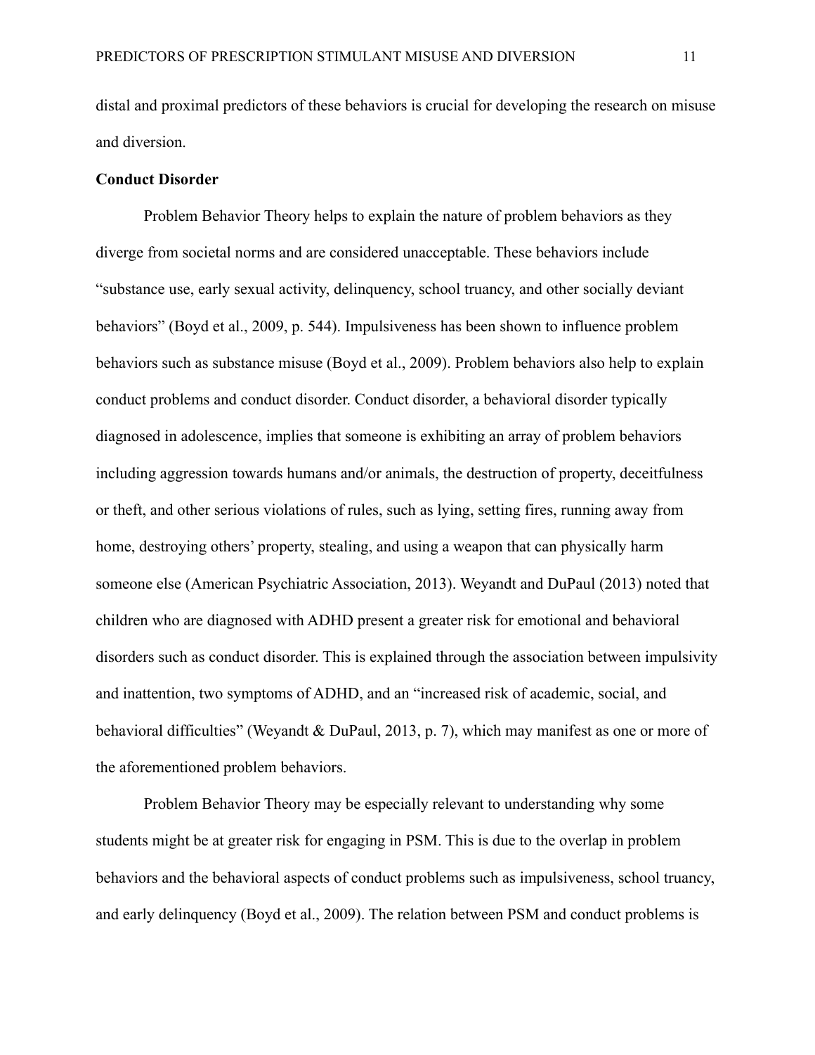distal and proximal predictors of these behaviors is crucial for developing the research on misuse and diversion.

**Conduct Disorder**

Problem Behavior Theory helps to explain the nature of problem behaviors as they diverge from societal norms and are considered unacceptable. These behaviors include "substance use, early sexual activity, delinquency, school truancy, and other socially deviant behaviors" (Boyd et al., 2009, p. 544). Impulsiveness has been shown to influence problem behaviors such as substance misuse (Boyd et al., 2009). Problem behaviors also help to explain conduct problems and conduct disorder. Conduct disorder, a behavioral disorder typically diagnosed in adolescence, implies that someone is exhibiting an array of problem behaviors including aggression towards humans and/or animals, the destruction of property, deceitfulness or theft, and other serious violations of rules, such as lying, setting fires, running away from home, destroying others' property, stealing, and using a weapon that can physically harm someone else (American Psychiatric Association, 2013). Weyandt and DuPaul (2013) noted that children who are diagnosed with ADHD present a greater risk for emotional and behavioral disorders such as conduct disorder. This is explained through the association between impulsivity and inattention, two symptoms of ADHD, and an "increased risk of academic, social, and behavioral difficulties" (Weyandt & DuPaul, 2013, p. 7), which may manifest as one or more of the aforementioned problem behaviors.

Problem Behavior Theory may be especially relevant to understanding why some students might be at greater risk for engaging in PSM. This is due to the overlap in problem behaviors and the behavioral aspects of conduct problems such as impulsiveness, school truancy, and early delinquency (Boyd et al., 2009). The relation between PSM and conduct problems is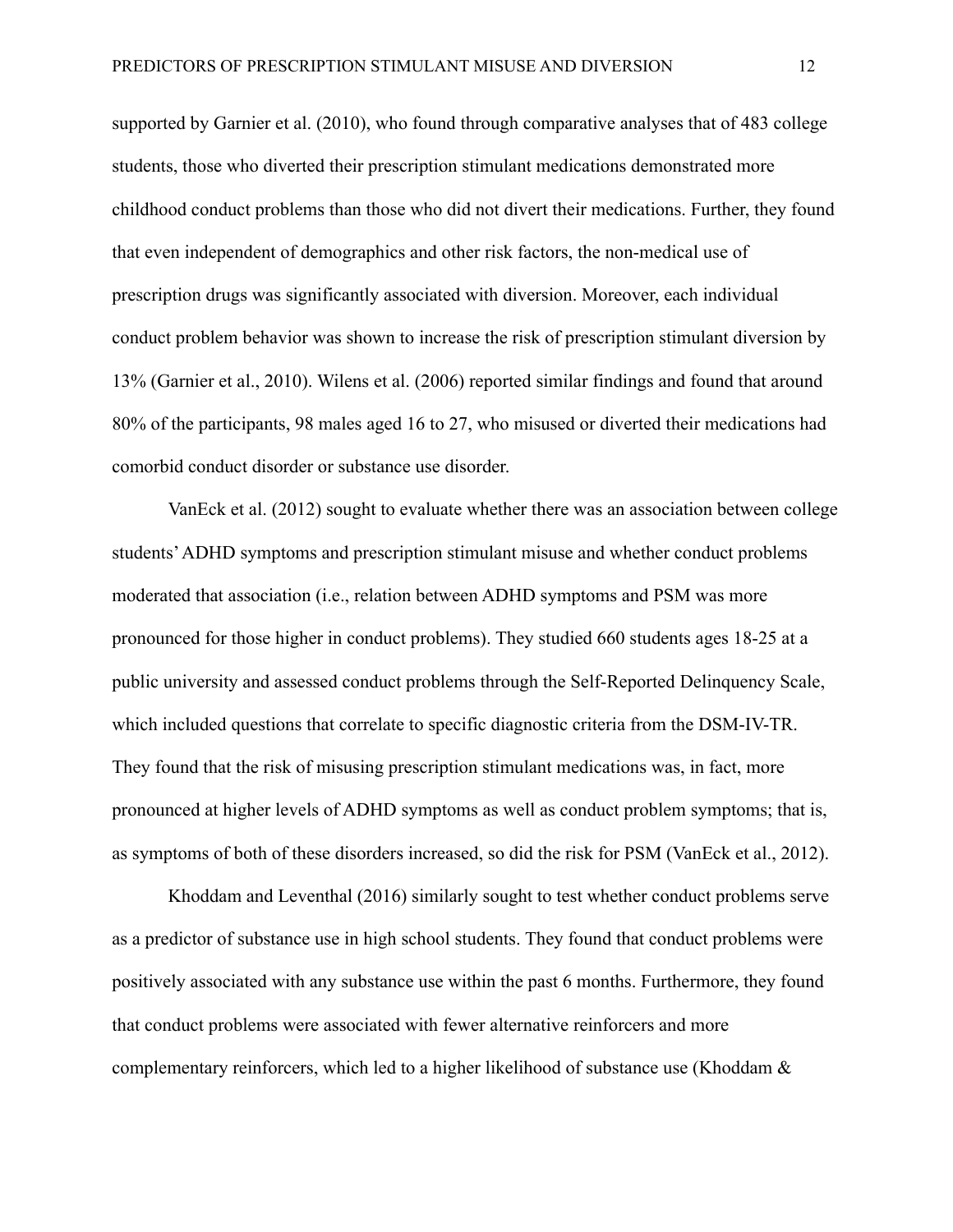supported by Garnier et al. (2010), who found through comparative analyses that of 483 college students, those who diverted their prescription stimulant medications demonstrated more childhood conduct problems than those who did not divert their medications. Further, they found that even independent of demographics and other risk factors, the non-medical use of prescription drugs was significantly associated with diversion. Moreover, each individual conduct problem behavior was shown to increase the risk of prescription stimulant diversion by 13% (Garnier et al., 2010). Wilens et al. (2006) reported similar findings and found that around 80% of the participants, 98 males aged 16 to 27, who misused or diverted their medications had comorbid conduct disorder or substance use disorder.

VanEck et al. (2012) sought to evaluate whether there was an association between college students' ADHD symptoms and prescription stimulant misuse and whether conduct problems moderated that association (i.e., relation between ADHD symptoms and PSM was more pronounced for those higher in conduct problems). They studied 660 students ages 18-25 at a public university and assessed conduct problems through the Self-Reported Delinquency Scale, which included questions that correlate to specific diagnostic criteria from the DSM-IV-TR. They found that the risk of misusing prescription stimulant medications was, in fact, more pronounced at higher levels of ADHD symptoms as well as conduct problem symptoms; that is, as symptoms of both of these disorders increased, so did the risk for PSM (VanEck et al., 2012).

Khoddam and Leventhal (2016) similarly sought to test whether conduct problems serve as a predictor of substance use in high school students. They found that conduct problems were positively associated with any substance use within the past 6 months. Furthermore, they found that conduct problems were associated with fewer alternative reinforcers and more complementary reinforcers, which led to a higher likelihood of substance use (Khoddam &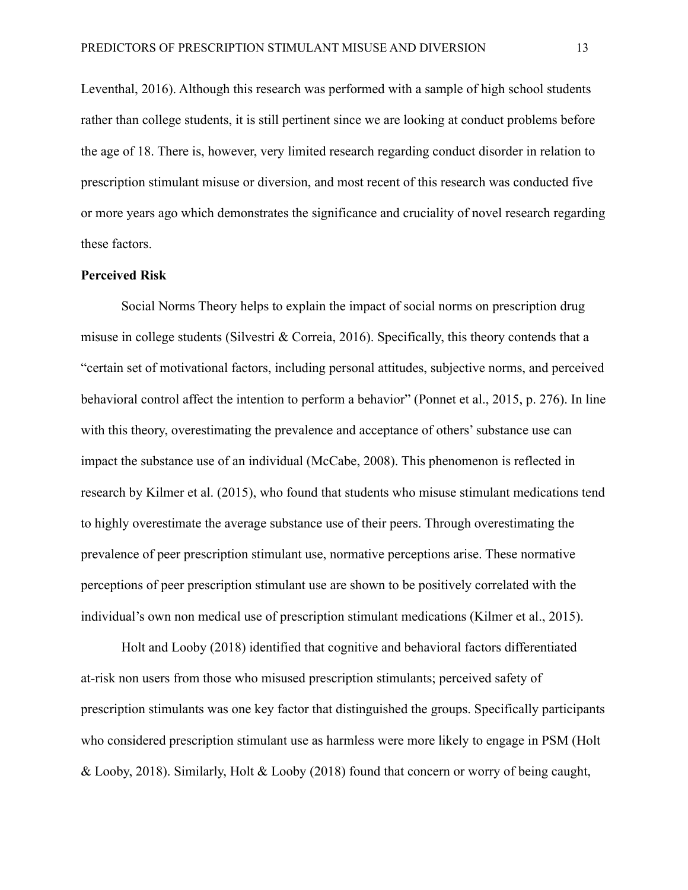Leventhal, 2016). Although this research was performed with a sample of high school students rather than college students, it is still pertinent since we are looking at conduct problems before the age of 18. There is, however, very limited research regarding conduct disorder in relation to prescription stimulant misuse or diversion, and most recent of this research was conducted five or more years ago which demonstrates the significance and cruciality of novel research regarding these factors.

**Perceived Risk**

Social Norms Theory helps to explain the impact of social norms on prescription drug misuse in college students (Silvestri & Correia, 2016). Specifically, this theory contends that a "certain set of motivational factors, including personal attitudes, subjective norms, and perceived behavioral control affect the intention to perform a behavior" (Ponnet et al., 2015, p. 276). In line with this theory, overestimating the prevalence and acceptance of others' substance use can impact the substance use of an individual (McCabe, 2008). This phenomenon is reflected in research by Kilmer et al. (2015), who found that students who misuse stimulant medications tend to highly overestimate the average substance use of their peers. Through overestimating the prevalence of peer prescription stimulant use, normative perceptions arise. These normative perceptions of peer prescription stimulant use are shown to be positively correlated with the individual's own non medical use of prescription stimulant medications (Kilmer et al., 2015).

Holt and Looby (2018) identified that cognitive and behavioral factors differentiated at-risk non users from those who misused prescription stimulants; perceived safety of prescription stimulants was one key factor that distinguished the groups. Specifically participants who considered prescription stimulant use as harmless were more likely to engage in PSM (Holt & Looby, 2018). Similarly, Holt & Looby (2018) found that concern or worry of being caught,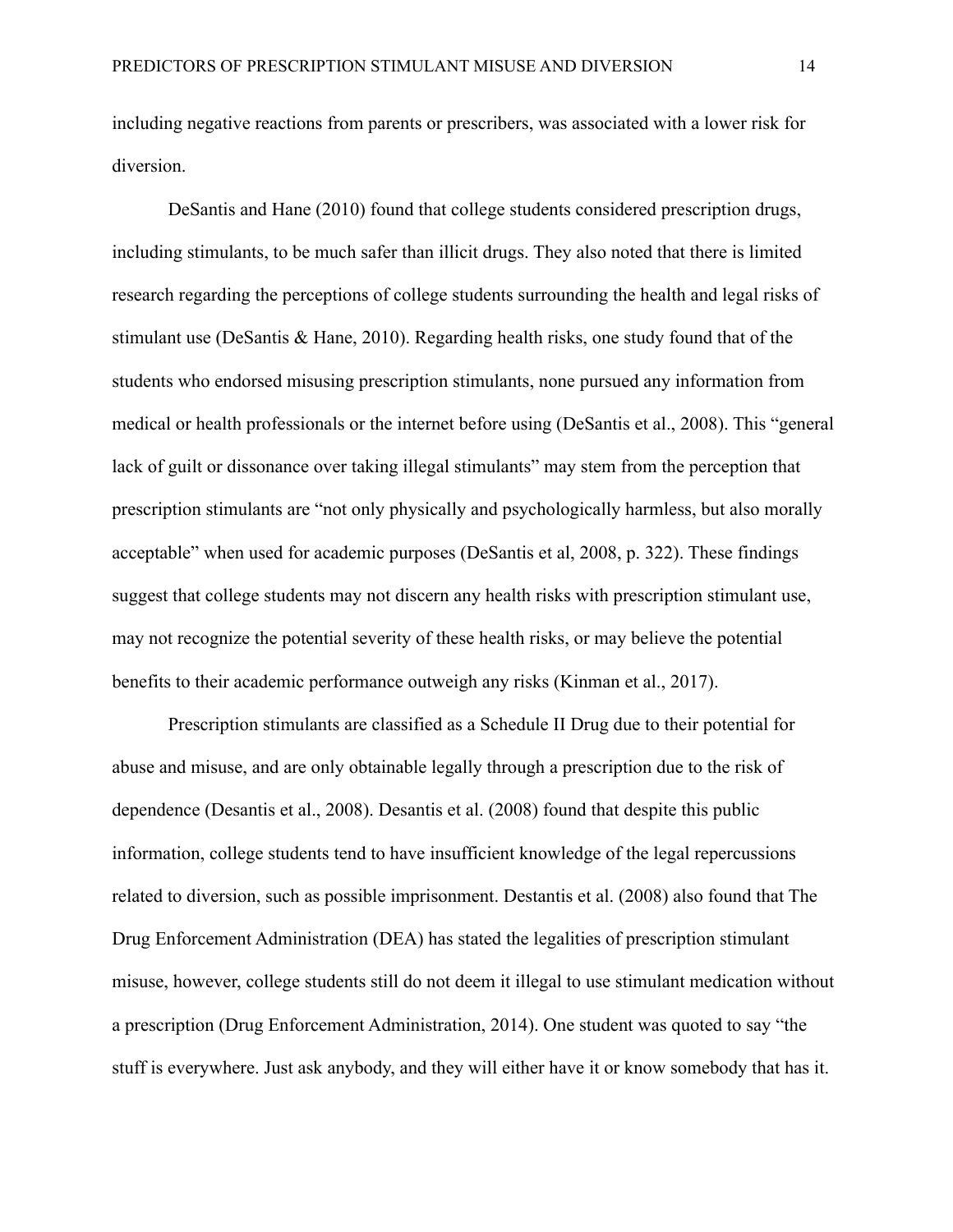including negative reactions from parents or prescribers, was associated with a lower risk for diversion.

DeSantis and Hane (2010) found that college students considered prescription drugs, including stimulants, to be much safer than illicit drugs. They also noted that there is limited research regarding the perceptions of college students surrounding the health and legal risks of stimulant use (DeSantis & Hane, 2010). Regarding health risks, one study found that of the students who endorsed misusing prescription stimulants, none pursued any information from medical or health professionals or the internet before using (DeSantis et al., 2008). This "general lack of guilt or dissonance over taking illegal stimulants" may stem from the perception that prescription stimulants are "not only physically and psychologically harmless, but also morally acceptable" when used for academic purposes (DeSantis et al, 2008, p. 322). These findings suggest that college students may not discern any health risks with prescription stimulant use, may not recognize the potential severity of these health risks, or may believe the potential benefits to their academic performance outweigh any risks (Kinman et al., 2017).

Prescription stimulants are classified as a Schedule II Drug due to their potential for abuse and misuse, and are only obtainable legally through a prescription due to the risk of dependence (Desantis et al., 2008). Desantis et al. (2008) found that despite this public information, college students tend to have insufficient knowledge of the legal repercussions related to diversion, such as possible imprisonment. Destantis et al. (2008) also found that The Drug Enforcement Administration (DEA) has stated the legalities of prescription stimulant misuse, however, college students still do not deem it illegal to use stimulant medication without a prescription (Drug Enforcement Administration, 2014). One student was quoted to say "the stuff is everywhere. Just ask anybody, and they will either have it or know somebody that has it.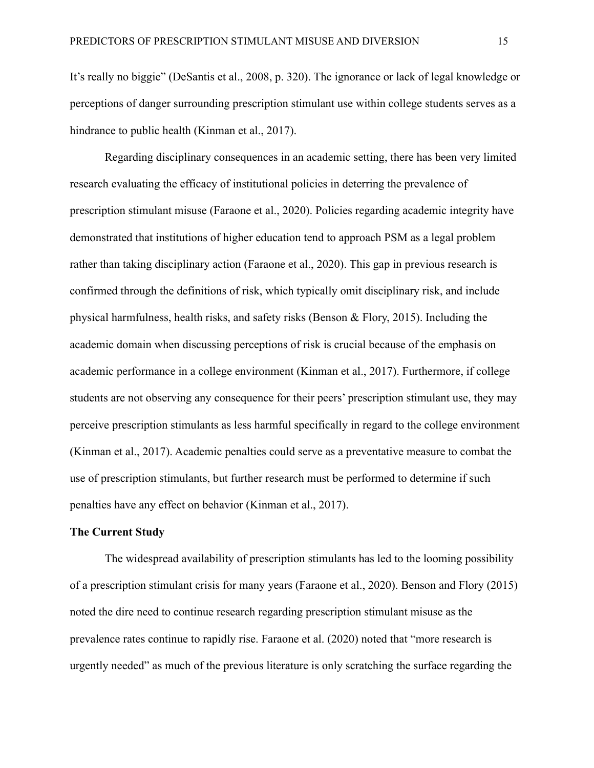It’s really no biggie” (DeSantis et al., 2008, p. 320). The ignorance or lack of legal knowledge or perceptions of danger surrounding prescription stimulant use within college students serves as a hindrance to public health (Kinman et al., 2017).

Regarding disciplinary consequences in an academic setting, there has been very limited research evaluating the efficacy of institutional policies in deterring the prevalence of prescription stimulant misuse (Faraone et al., 2020). Policies regarding academic integrity have demonstrated that institutions of higher education tend to approach PSM as a legal problem rather than taking disciplinary action (Faraone et al., 2020). This gap in previous research is confirmed through the definitions of risk, which typically omit disciplinary risk, and include physical harmfulness, health risks, and safety risks (Benson & Flory, 2015). Including the academic domain when discussing perceptions of risk is crucial because of the emphasis on academic performance in a college environment (Kinman et al., 2017). Furthermore, if college students are not observing any consequence for their peers’ prescription stimulant use, they may perceive prescription stimulants as less harmful specifically in regard to the college environment (Kinman et al., 2017). Academic penalties could serve as a preventative measure to combat the use of prescription stimulants, but further research must be performed to determine if such penalties have any effect on behavior (Kinman et al., 2017).

**The Current Study**

The widespread availability of prescription stimulants has led to the looming possibility of a prescription stimulant crisis for many years (Faraone et al., 2020). Benson and Flory (2015) noted the dire need to continue research regarding prescription stimulant misuse as the prevalence rates continue to rapidly rise. Faraone et al. (2020) noted that “more research is urgently needed” as much of the previous literature is only scratching the surface regarding the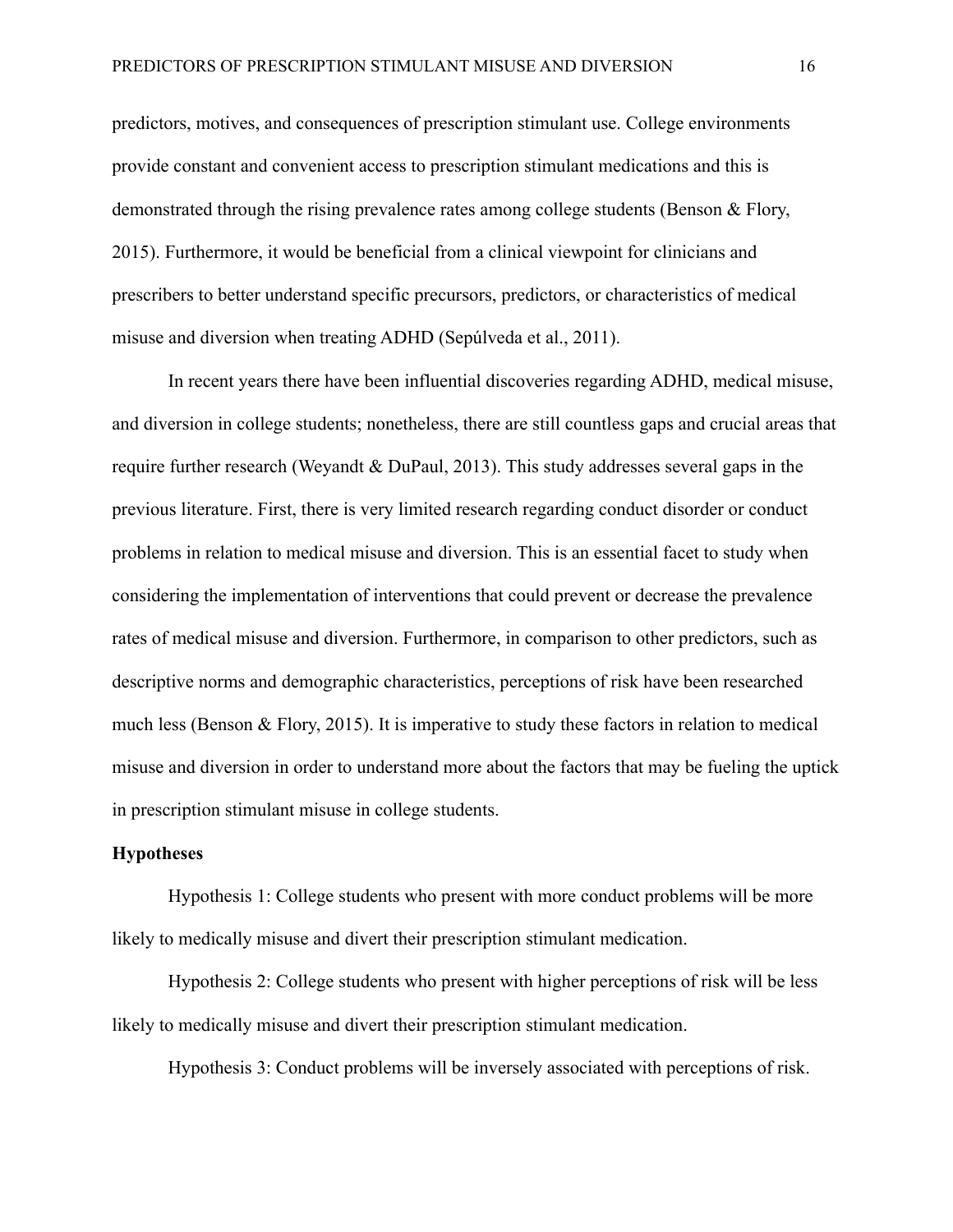predictors, motives, and consequences of prescription stimulant use. College environments provide constant and convenient access to prescription stimulant medications and this is demonstrated through the rising prevalence rates among college students (Benson & Flory, 2015). Furthermore, it would be beneficial from a clinical viewpoint for clinicians and prescribers to better understand specific precursors, predictors, or characteristics of medical misuse and diversion when treating ADHD (Sepúlveda et al., 2011).

In recent years there have been influential discoveries regarding ADHD, medical misuse, and diversion in college students; nonetheless, there are still countless gaps and crucial areas that require further research (Weyandt & DuPaul, 2013). This study addresses several gaps in the previous literature. First, there is very limited research regarding conduct disorder or conduct problems in relation to medical misuse and diversion. This is an essential facet to study when considering the implementation of interventions that could prevent or decrease the prevalence rates of medical misuse and diversion. Furthermore, in comparison to other predictors, such as descriptive norms and demographic characteristics, perceptions of risk have been researched much less (Benson & Flory, 2015). It is imperative to study these factors in relation to medical misuse and diversion in order to understand more about the factors that may be fueling the uptick in prescription stimulant misuse in college students.

**Hypotheses**

Hypothesis 1: College students who present with more conduct problems will be more likely to medically misuse and divert their prescription stimulant medication.

Hypothesis 2: College students who present with higher perceptions of risk will be less likely to medically misuse and divert their prescription stimulant medication.

Hypothesis 3: Conduct problems will be inversely associated with perceptions of risk.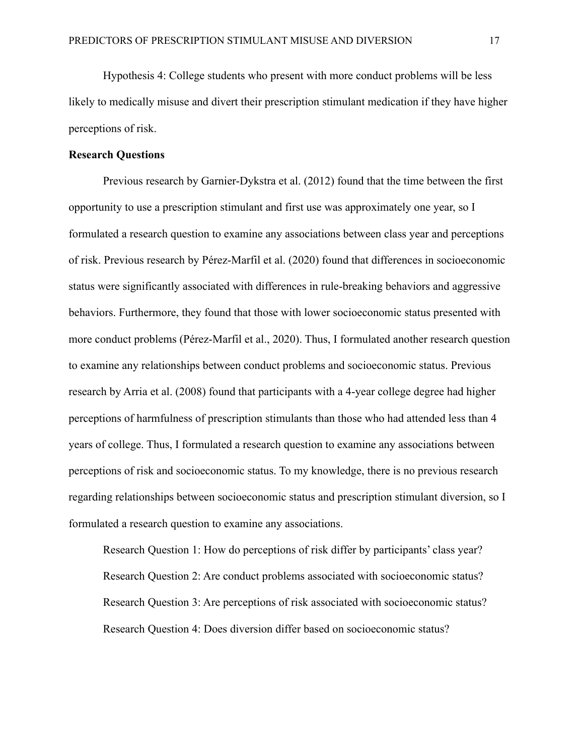Hypothesis 4: College students who present with more conduct problems will be less likely to medically misuse and divert their prescription stimulant medication if they have higher perceptions of risk.

**Research Questions**

Previous research by Garnier-Dykstra et al. (2012) found that the time between the first opportunity to use a prescription stimulant and first use was approximately one year, so I formulated a research question to examine any associations between class year and perceptions of risk. Previous research by Pérez-Marfil et al. (2020) found that differences in socioeconomic status were significantly associated with differences in rule-breaking behaviors and aggressive behaviors. Furthermore, they found that those with lower socioeconomic status presented with more conduct problems (Pérez-Marfil et al., 2020). Thus, I formulated another research question to examine any relationships between conduct problems and socioeconomic status. Previous research by Arria et al. (2008) found that participants with a 4-year college degree had higher perceptions of harmfulness of prescription stimulants than those who had attended less than 4 years of college. Thus, I formulated a research question to examine any associations between perceptions of risk and socioeconomic status. To my knowledge, there is no previous research regarding relationships between socioeconomic status and prescription stimulant diversion, so I formulated a research question to examine any associations.

Research Question 1: How do perceptions of risk differ by participants' class year?

Research Question 2: Are conduct problems associated with socioeconomic status?

Research Question 3: Are perceptions of risk associated with socioeconomic status?

Research Question 4: Does diversion differ based on socioeconomic status?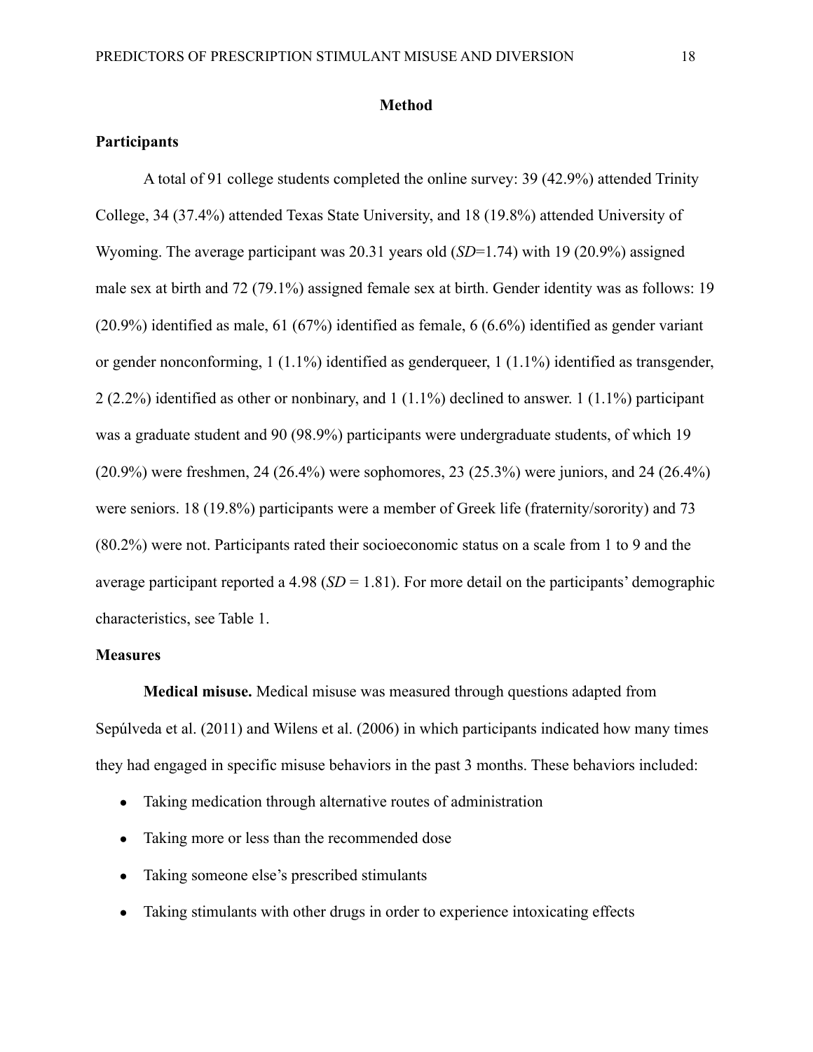## Method

### Participants

A total of 91 college students completed the online survey: 39 (42.9%) attended Trinity College, 34 (37.4%) attended Texas State University, and 18 (19.8%) attended University of Wyoming. The average participant was 20.31 years old (*SD*=1.74) with 19 (20.9%) assigned male sex at birth and 72 (79.1%) assigned female sex at birth. Gender identity was as follows: 19 (20.9%) identified as male, 61 (67%) identified as female, 6 (6.6%) identified as gender variant or gender nonconforming, 1 (1.1%) identified as genderqueer, 1 (1.1%) identified as transgender, 2 (2.2%) identified as other or nonbinary, and 1 (1.1%) declined to answer. 1 (1.1%) participant was a graduate student and 90 (98.9%) participants were undergraduate students, of which 19 (20.9%) were freshmen, 24 (26.4%) were sophomores, 23 (25.3%) were juniors, and 24 (26.4%) were seniors. 18 (19.8%) participants were a member of Greek life (fraternity/sorority) and 73 (80.2%) were not. Participants rated their socioeconomic status on a scale from 1 to 9 and the average participant reported a 4.98 (*SD* = 1.81). For more detail on the participants' demographic characteristics, see Table 1.

### Measures

**Medical misuse.** Medical misuse was measured through questions adapted from Sepúlveda et al. (2011) and Wilens et al. (2006) in which participants indicated how many times they had engaged in specific misuse behaviors in the past 3 months. These behaviors included:

- Taking medication through alternative routes of administration
- Taking more or less than the recommended dose
- Taking someone else's prescribed stimulants
- Taking stimulants with other drugs in order to experience intoxicating effects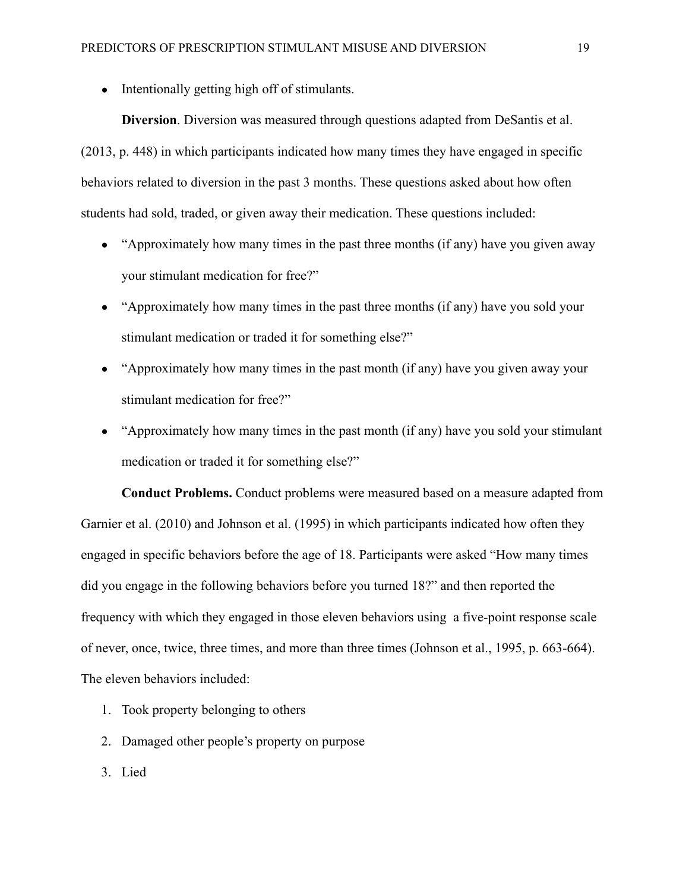- Intentionally getting high off of stimulants.

**Diversion**. Diversion was measured through questions adapted from DeSantis et al. (2013, p. 448) in which participants indicated how many times they have engaged in specific behaviors related to diversion in the past 3 months. These questions asked about how often students had sold, traded, or given away their medication. These questions included:

- "Approximately how many times in the past three months (if any) have you given away your stimulant medication for free?"
- "Approximately how many times in the past three months (if any) have you sold your stimulant medication or traded it for something else?"
- "Approximately how many times in the past month (if any) have you given away your stimulant medication for free?"
- "Approximately how many times in the past month (if any) have you sold your stimulant medication or traded it for something else?"

**Conduct Problems.** Conduct problems were measured based on a measure adapted from Garnier et al. (2010) and Johnson et al. (1995) in which participants indicated how often they engaged in specific behaviors before the age of 18. Participants were asked "How many times did you engage in the following behaviors before you turned 18?" and then reported the frequency with which they engaged in those eleven behaviors using a five-point response scale of never, once, twice, three times, and more than three times (Johnson et al., 1995, p. 663-664). The eleven behaviors included:

1. Took property belonging to others
2. Damaged other people's property on purpose
3. Lied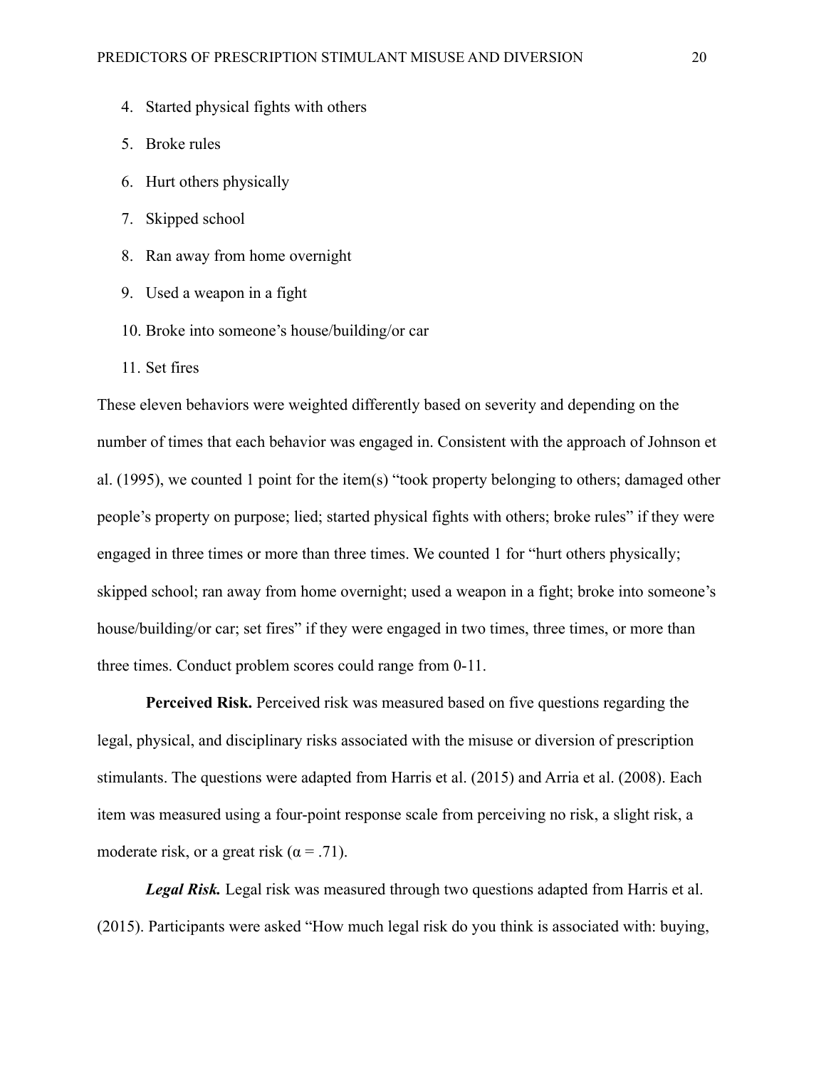4. Started physical fights with others
5. Broke rules
6. Hurt others physically
7. Skipped school
8. Ran away from home overnight
9. Used a weapon in a fight
10. Broke into someone's house/building/or car
11. Set fires

These eleven behaviors were weighted differently based on severity and depending on the number of times that each behavior was engaged in. Consistent with the approach of Johnson et al. (1995), we counted 1 point for the item(s) "took property belonging to others; damaged other people's property on purpose; lied; started physical fights with others; broke rules" if they were engaged in three times or more than three times. We counted 1 for "hurt others physically; skipped school; ran away from home overnight; used a weapon in a fight; broke into someone's house/building/or car; set fires" if they were engaged in two times, three times, or more than three times. Conduct problem scores could range from 0-11.

**Perceived Risk.** Perceived risk was measured based on five questions regarding the legal, physical, and disciplinary risks associated with the misuse or diversion of prescription stimulants. The questions were adapted from Harris et al. (2015) and Arria et al. (2008). Each item was measured using a four-point response scale from perceiving no risk, a slight risk, a moderate risk, or a great risk ($\alpha = .71$).

***Legal Risk.*** Legal risk was measured through two questions adapted from Harris et al. (2015). Participants were asked "How much legal risk do you think is associated with: buying,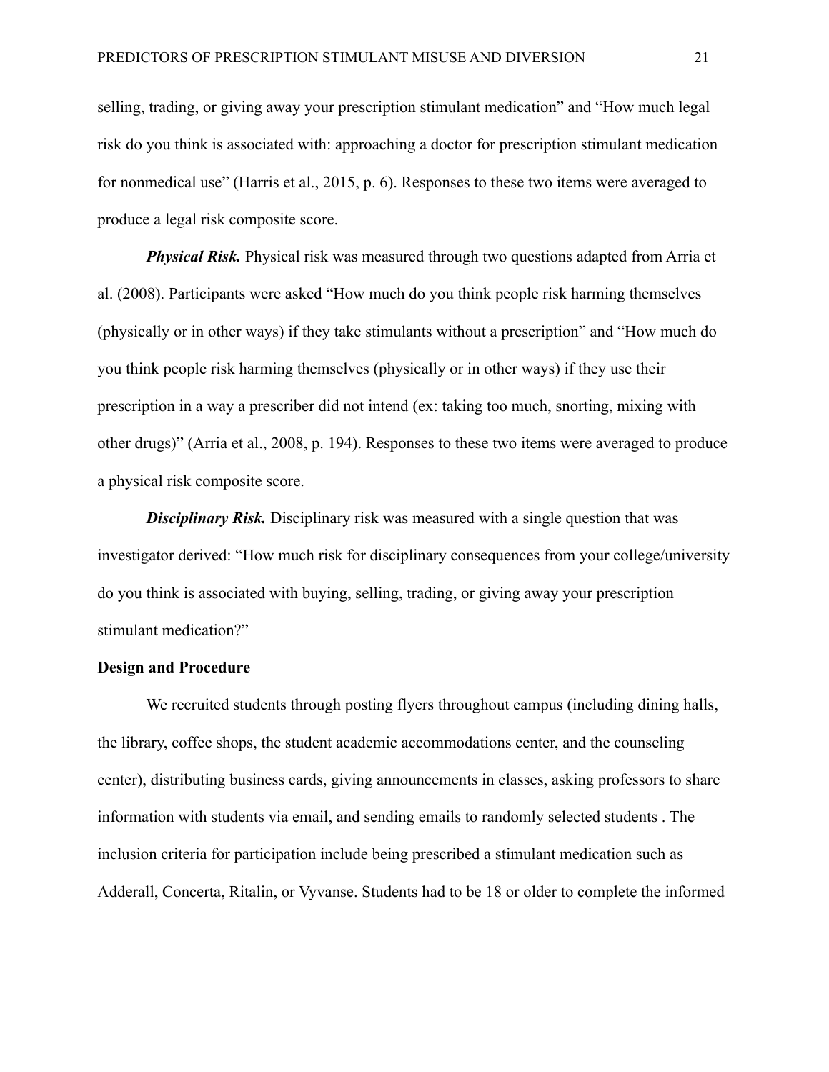selling, trading, or giving away your prescription stimulant medication" and "How much legal risk do you think is associated with: approaching a doctor for prescription stimulant medication for nonmedical use" (Harris et al., 2015, p. 6). Responses to these two items were averaged to produce a legal risk composite score.

***Physical Risk.*** Physical risk was measured through two questions adapted from Arria et al. (2008). Participants were asked "How much do you think people risk harming themselves (physically or in other ways) if they take stimulants without a prescription" and "How much do you think people risk harming themselves (physically or in other ways) if they use their prescription in a way a prescriber did not intend (ex: taking too much, snorting, mixing with other drugs)" (Arria et al., 2008, p. 194). Responses to these two items were averaged to produce a physical risk composite score.

***Disciplinary Risk.*** Disciplinary risk was measured with a single question that was investigator derived: "How much risk for disciplinary consequences from your college/university do you think is associated with buying, selling, trading, or giving away your prescription stimulant medication?"

**Design and Procedure**

We recruited students through posting flyers throughout campus (including dining halls, the library, coffee shops, the student academic accommodations center, and the counseling center), distributing business cards, giving announcements in classes, asking professors to share information with students via email, and sending emails to randomly selected students . The inclusion criteria for participation include being prescribed a stimulant medication such as Adderall, Concerta, Ritalin, or Vyvanse. Students had to be 18 or older to complete the informed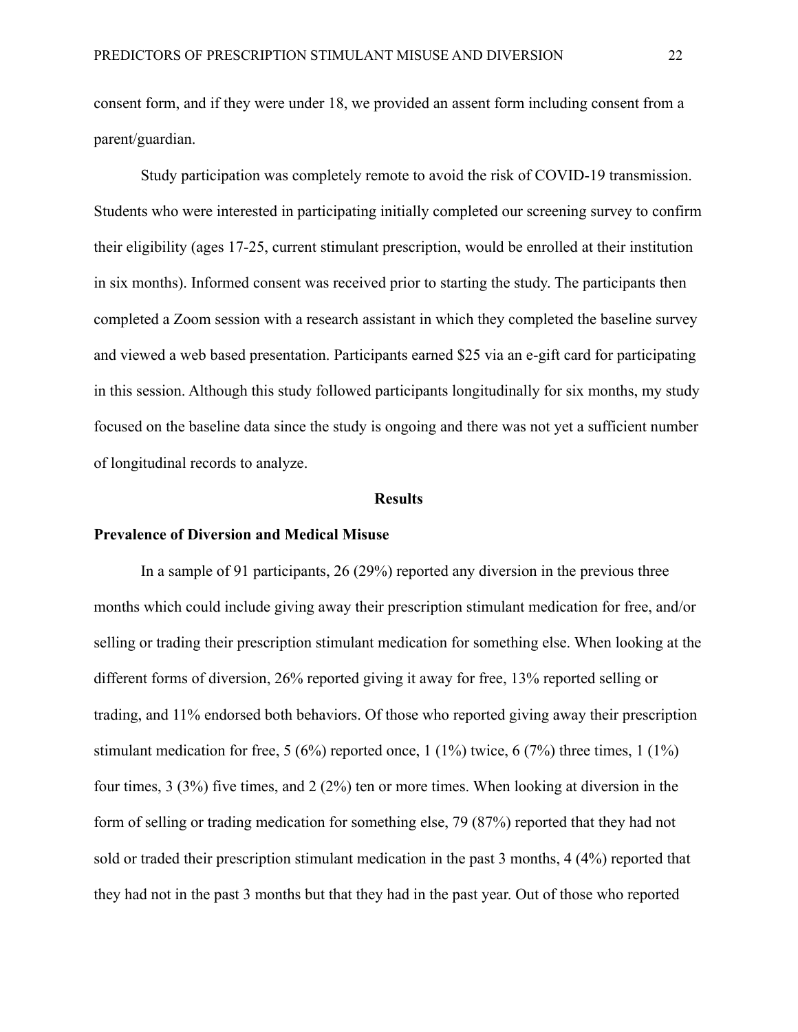consent form, and if they were under 18, we provided an assent form including consent from a parent/guardian.

Study participation was completely remote to avoid the risk of COVID-19 transmission. Students who were interested in participating initially completed our screening survey to confirm their eligibility (ages 17-25, current stimulant prescription, would be enrolled at their institution in six months). Informed consent was received prior to starting the study. The participants then completed a Zoom session with a research assistant in which they completed the baseline survey and viewed a web based presentation. Participants earned $25 via an e-gift card for participating in this session. Although this study followed participants longitudinally for six months, my study focused on the baseline data since the study is ongoing and there was not yet a sufficient number of longitudinal records to analyze.

## Results

### Prevalence of Diversion and Medical Misuse

In a sample of 91 participants, 26 (29%) reported any diversion in the previous three months which could include giving away their prescription stimulant medication for free, and/or selling or trading their prescription stimulant medication for something else. When looking at the different forms of diversion, 26% reported giving it away for free, 13% reported selling or trading, and 11% endorsed both behaviors. Of those who reported giving away their prescription stimulant medication for free, 5 (6%) reported once, 1 (1%) twice, 6 (7%) three times, 1 (1%) four times, 3 (3%) five times, and 2 (2%) ten or more times. When looking at diversion in the form of selling or trading medication for something else, 79 (87%) reported that they had not sold or traded their prescription stimulant medication in the past 3 months, 4 (4%) reported that they had not in the past 3 months but that they had in the past year. Out of those who reported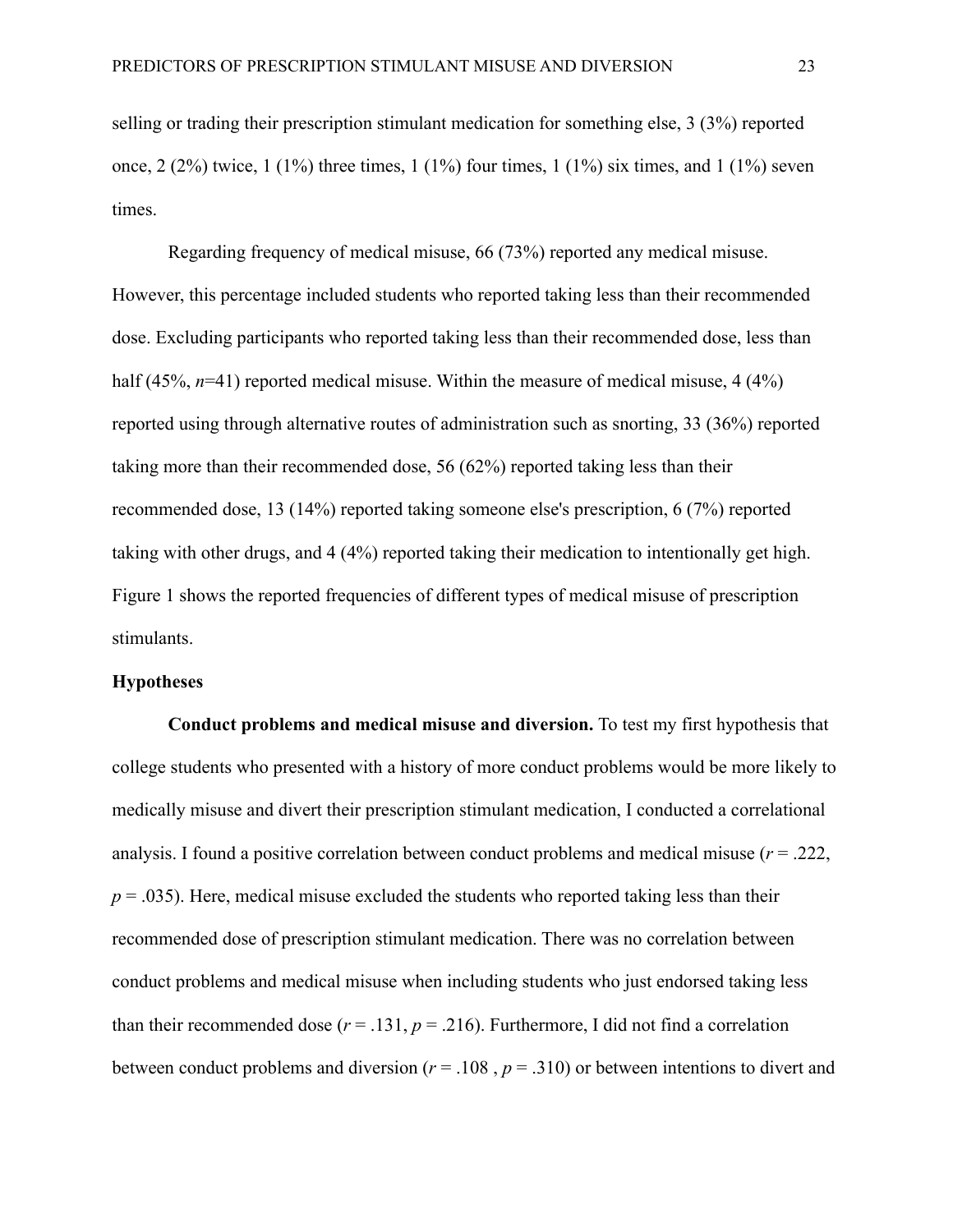selling or trading their prescription stimulant medication for something else, 3 (3%) reported once, 2 (2%) twice, 1 (1%) three times, 1 (1%) four times, 1 (1%) six times, and 1 (1%) seven times.

Regarding frequency of medical misuse, 66 (73%) reported any medical misuse. However, this percentage included students who reported taking less than their recommended dose. Excluding participants who reported taking less than their recommended dose, less than half (45%, $n$=41) reported medical misuse. Within the measure of medical misuse, 4 (4%) reported using through alternative routes of administration such as snorting, 33 (36%) reported taking more than their recommended dose, 56 (62%) reported taking less than their recommended dose, 13 (14%) reported taking someone else's prescription, 6 (7%) reported taking with other drugs, and 4 (4%) reported taking their medication to intentionally get high. Figure 1 shows the reported frequencies of different types of medical misuse of prescription stimulants.

**Hypotheses**

**Conduct problems and medical misuse and diversion.** To test my first hypothesis that college students who presented with a history of more conduct problems would be more likely to medically misuse and divert their prescription stimulant medication, I conducted a correlational analysis. I found a positive correlation between conduct problems and medical misuse ($r$ = .222, $p$ = .035). Here, medical misuse excluded the students who reported taking less than their recommended dose of prescription stimulant medication. There was no correlation between conduct problems and medical misuse when including students who just endorsed taking less than their recommended dose ($r$ = .131, $p$ = .216). Furthermore, I did not find a correlation between conduct problems and diversion ($r$ = .108 , $p$ = .310) or between intentions to divert and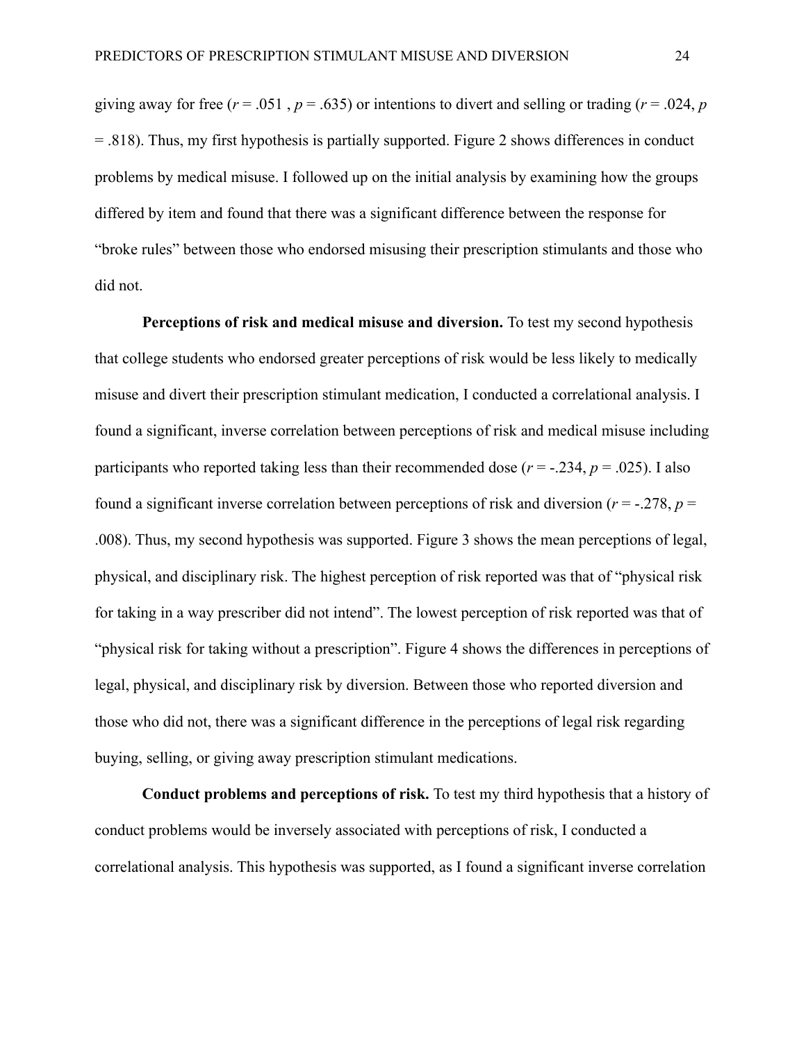giving away for free ($r$ = .051 , $p$ = .635) or intentions to divert and selling or trading ($r$ = .024, $p$ = .818). Thus, my first hypothesis is partially supported. Figure 2 shows differences in conduct problems by medical misuse. I followed up on the initial analysis by examining how the groups differed by item and found that there was a significant difference between the response for "broke rules" between those who endorsed misusing their prescription stimulants and those who did not.

**Perceptions of risk and medical misuse and diversion.** To test my second hypothesis that college students who endorsed greater perceptions of risk would be less likely to medically misuse and divert their prescription stimulant medication, I conducted a correlational analysis. I found a significant, inverse correlation between perceptions of risk and medical misuse including participants who reported taking less than their recommended dose ($r$ = -.234, $p$ = .025). I also found a significant inverse correlation between perceptions of risk and diversion ($r$ = -.278, $p$ = .008). Thus, my second hypothesis was supported. Figure 3 shows the mean perceptions of legal, physical, and disciplinary risk. The highest perception of risk reported was that of "physical risk for taking in a way prescriber did not intend". The lowest perception of risk reported was that of "physical risk for taking without a prescription". Figure 4 shows the differences in perceptions of legal, physical, and disciplinary risk by diversion. Between those who reported diversion and those who did not, there was a significant difference in the perceptions of legal risk regarding buying, selling, or giving away prescription stimulant medications.

**Conduct problems and perceptions of risk.** To test my third hypothesis that a history of conduct problems would be inversely associated with perceptions of risk, I conducted a correlational analysis. This hypothesis was supported, as I found a significant inverse correlation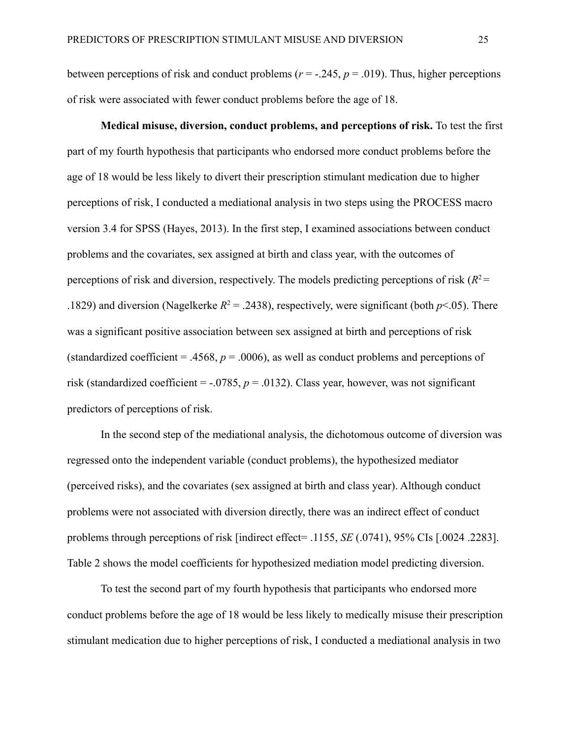between perceptions of risk and conduct problems ($r$ = -.245, $p$ = .019). Thus, higher perceptions of risk were associated with fewer conduct problems before the age of 18.

**Medical misuse, diversion, conduct problems, and perceptions of risk.** To test the first part of my fourth hypothesis that participants who endorsed more conduct problems before the age of 18 would be less likely to divert their prescription stimulant medication due to higher perceptions of risk, I conducted a mediational analysis in two steps using the PROCESS macro version 3.4 for SPSS (Hayes, 2013). In the first step, I examined associations between conduct problems and the covariates, sex assigned at birth and class year, with the outcomes of perceptions of risk and diversion, respectively. The models predicting perceptions of risk ($R^2$ = .1829) and diversion (Nagelkerke $R^2$ = .2438), respectively, were significant (both $p$<.05). There was a significant positive association between sex assigned at birth and perceptions of risk (standardized coefficient = .4568, $p$ = .0006), as well as conduct problems and perceptions of risk (standardized coefficient = -.0785, $p$ = .0132). Class year, however, was not significant predictors of perceptions of risk.

In the second step of the mediational analysis, the dichotomous outcome of diversion was regressed onto the independent variable (conduct problems), the hypothesized mediator (perceived risks), and the covariates (sex assigned at birth and class year). Although conduct problems were not associated with diversion directly, there was an indirect effect of conduct problems through perceptions of risk [indirect effect= .1155, *SE* (.0741), 95% CIs [.0024 .2283]. Table 2 shows the model coefficients for hypothesized mediation model predicting diversion.

To test the second part of my fourth hypothesis that participants who endorsed more conduct problems before the age of 18 would be less likely to medically misuse their prescription stimulant medication due to higher perceptions of risk, I conducted a mediational analysis in two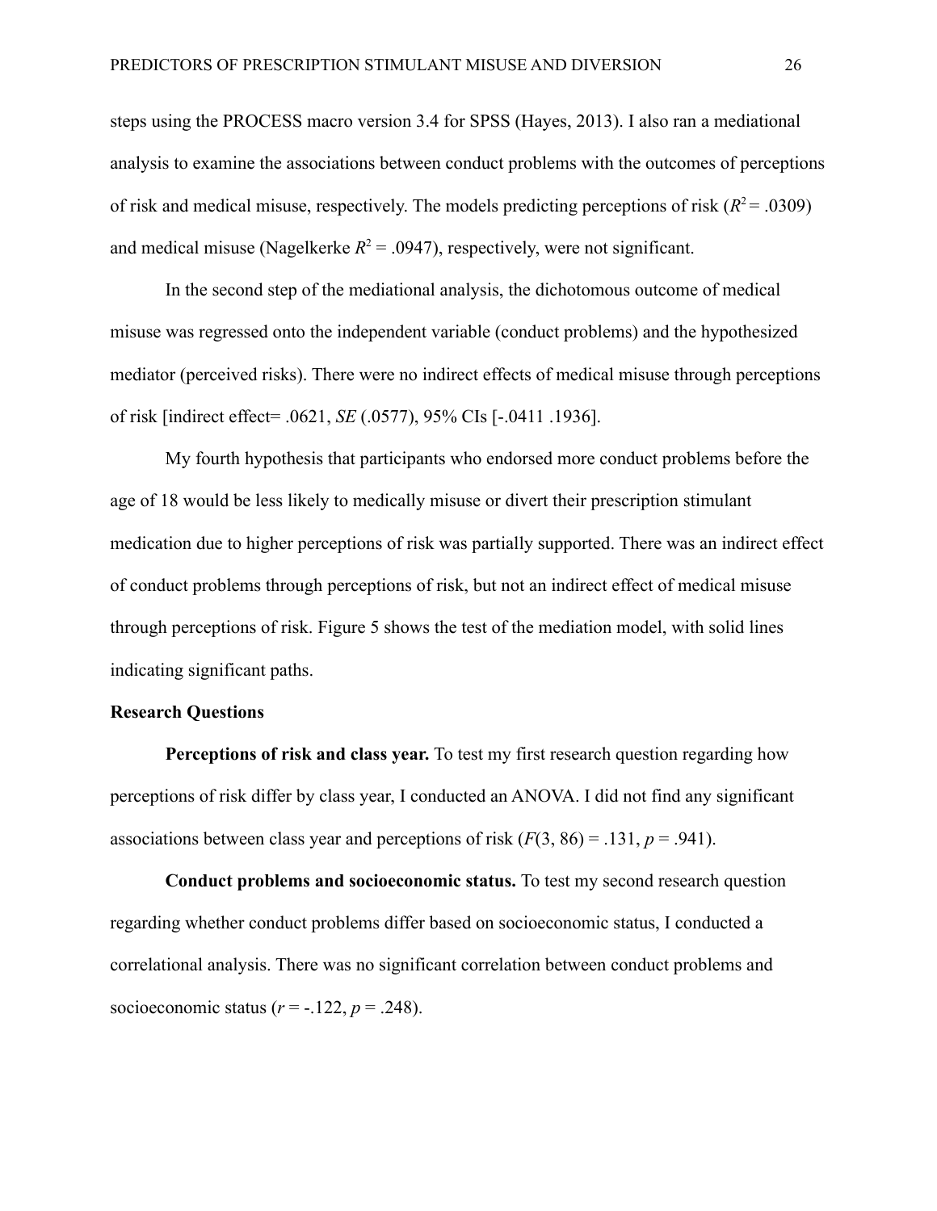steps using the PROCESS macro version 3.4 for SPSS (Hayes, 2013). I also ran a mediational analysis to examine the associations between conduct problems with the outcomes of perceptions of risk and medical misuse, respectively. The models predicting perceptions of risk ($R^2$ = .0309) and medical misuse (Nagelkerke $R^2$ = .0947), respectively, were not significant.

In the second step of the mediational analysis, the dichotomous outcome of medical misuse was regressed onto the independent variable (conduct problems) and the hypothesized mediator (perceived risks). There were no indirect effects of medical misuse through perceptions of risk [indirect effect= .0621, *SE* (.0577), 95% CIs [-.0411 .1936].

My fourth hypothesis that participants who endorsed more conduct problems before the age of 18 would be less likely to medically misuse or divert their prescription stimulant medication due to higher perceptions of risk was partially supported. There was an indirect effect of conduct problems through perceptions of risk, but not an indirect effect of medical misuse through perceptions of risk. Figure 5 shows the test of the mediation model, with solid lines indicating significant paths.

**Research Questions**

**Perceptions of risk and class year.** To test my first research question regarding how perceptions of risk differ by class year, I conducted an ANOVA. I did not find any significant associations between class year and perceptions of risk ($F(3, 86) = .131$, $p = .941$).

**Conduct problems and socioeconomic status.** To test my second research question regarding whether conduct problems differ based on socioeconomic status, I conducted a correlational analysis. There was no significant correlation between conduct problems and socioeconomic status ($r = -.122$, $p = .248$).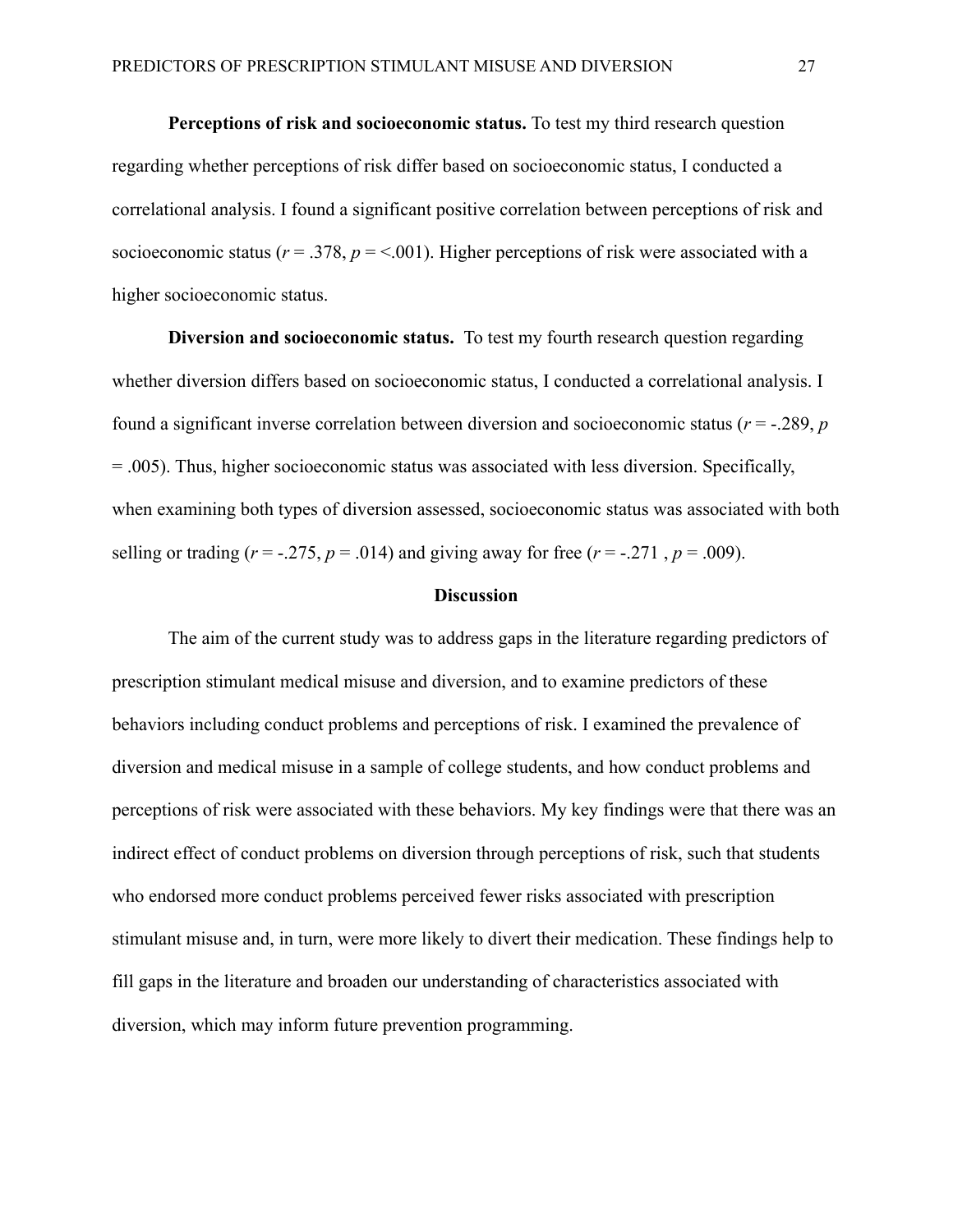**Perceptions of risk and socioeconomic status.** To test my third research question regarding whether perceptions of risk differ based on socioeconomic status, I conducted a correlational analysis. I found a significant positive correlation between perceptions of risk and socioeconomic status ($r$ = .378, $p$ = <.001). Higher perceptions of risk were associated with a higher socioeconomic status.

**Diversion and socioeconomic status.** To test my fourth research question regarding whether diversion differs based on socioeconomic status, I conducted a correlational analysis. I found a significant inverse correlation between diversion and socioeconomic status ($r$ = -.289, $p$ = .005). Thus, higher socioeconomic status was associated with less diversion. Specifically, when examining both types of diversion assessed, socioeconomic status was associated with both selling or trading ($r$ = -.275, $p$ = .014) and giving away for free ($r$ = -.271 , $p$ = .009).

## Discussion

The aim of the current study was to address gaps in the literature regarding predictors of prescription stimulant medical misuse and diversion, and to examine predictors of these behaviors including conduct problems and perceptions of risk. I examined the prevalence of diversion and medical misuse in a sample of college students, and how conduct problems and perceptions of risk were associated with these behaviors. My key findings were that there was an indirect effect of conduct problems on diversion through perceptions of risk, such that students who endorsed more conduct problems perceived fewer risks associated with prescription stimulant misuse and, in turn, were more likely to divert their medication. These findings help to fill gaps in the literature and broaden our understanding of characteristics associated with diversion, which may inform future prevention programming.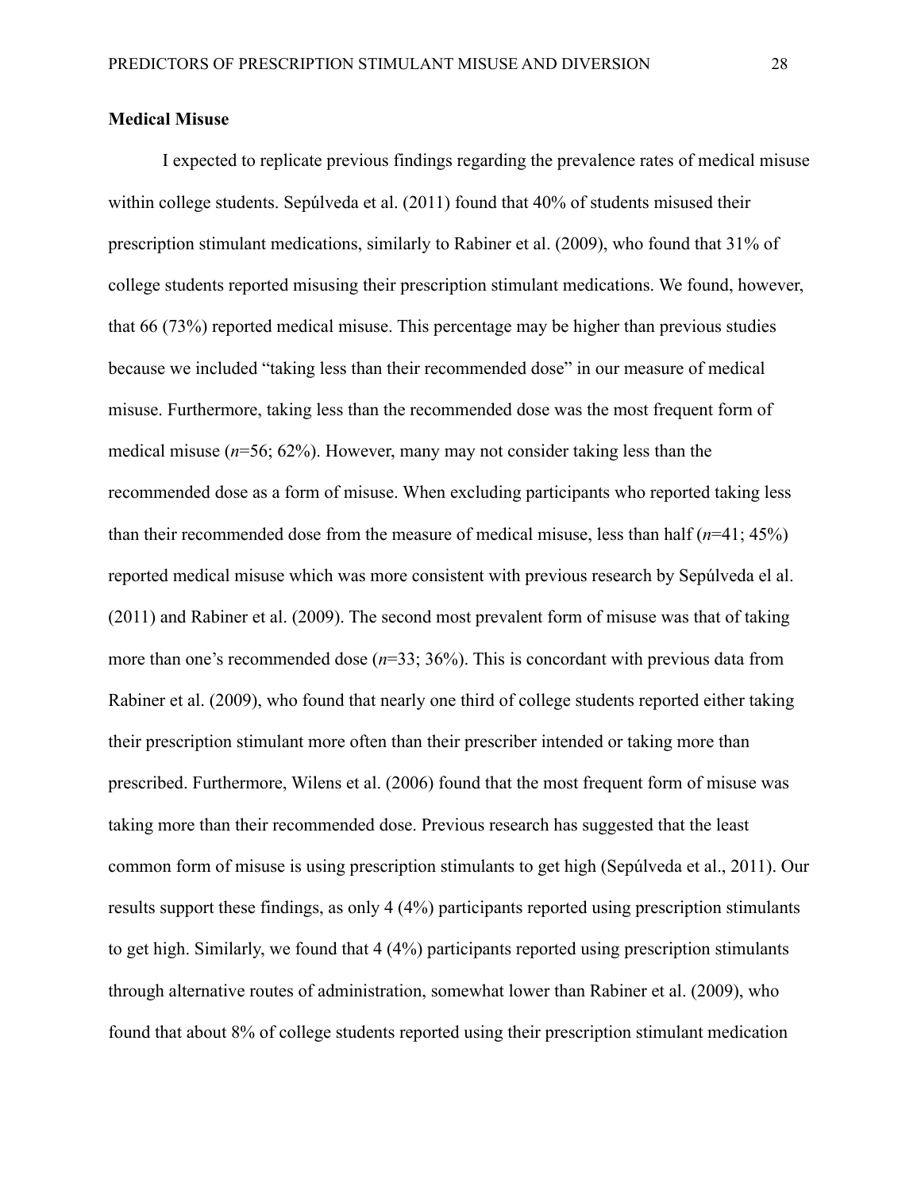**Medical Misuse**

I expected to replicate previous findings regarding the prevalence rates of medical misuse within college students. Sepúlveda et al. (2011) found that 40% of students misused their prescription stimulant medications, similarly to Rabiner et al. (2009), who found that 31% of college students reported misusing their prescription stimulant medications. We found, however, that 66 (73%) reported medical misuse. This percentage may be higher than previous studies because we included "taking less than their recommended dose" in our measure of medical misuse. Furthermore, taking less than the recommended dose was the most frequent form of medical misuse (*n*=56; 62%). However, many may not consider taking less than the recommended dose as a form of misuse. When excluding participants who reported taking less than their recommended dose from the measure of medical misuse, less than half (*n*=41; 45%) reported medical misuse which was more consistent with previous research by Sepúlveda el al. (2011) and Rabiner et al. (2009). The second most prevalent form of misuse was that of taking more than one's recommended dose (*n*=33; 36%). This is concordant with previous data from Rabiner et al. (2009), who found that nearly one third of college students reported either taking their prescription stimulant more often than their prescriber intended or taking more than prescribed. Furthermore, Wilens et al. (2006) found that the most frequent form of misuse was taking more than their recommended dose. Previous research has suggested that the least common form of misuse is using prescription stimulants to get high (Sepúlveda et al., 2011). Our results support these findings, as only 4 (4%) participants reported using prescription stimulants to get high. Similarly, we found that 4 (4%) participants reported using prescription stimulants through alternative routes of administration, somewhat lower than Rabiner et al. (2009), who found that about 8% of college students reported using their prescription stimulant medication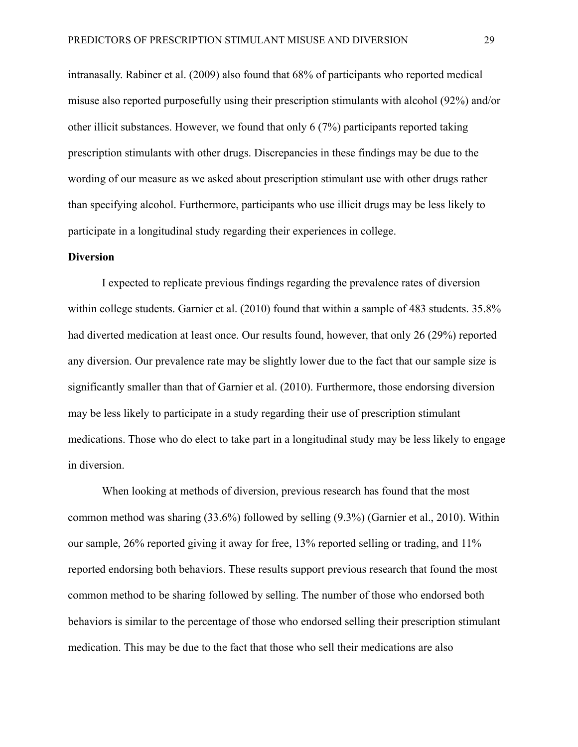intranasally. Rabiner et al. (2009) also found that 68% of participants who reported medical misuse also reported purposefully using their prescription stimulants with alcohol (92%) and/or other illicit substances. However, we found that only 6 (7%) participants reported taking prescription stimulants with other drugs. Discrepancies in these findings may be due to the wording of our measure as we asked about prescription stimulant use with other drugs rather than specifying alcohol. Furthermore, participants who use illicit drugs may be less likely to participate in a longitudinal study regarding their experiences in college.

**Diversion**

I expected to replicate previous findings regarding the prevalence rates of diversion within college students. Garnier et al. (2010) found that within a sample of 483 students. 35.8% had diverted medication at least once. Our results found, however, that only 26 (29%) reported any diversion. Our prevalence rate may be slightly lower due to the fact that our sample size is significantly smaller than that of Garnier et al. (2010). Furthermore, those endorsing diversion may be less likely to participate in a study regarding their use of prescription stimulant medications. Those who do elect to take part in a longitudinal study may be less likely to engage in diversion.

When looking at methods of diversion, previous research has found that the most common method was sharing (33.6%) followed by selling (9.3%) (Garnier et al., 2010). Within our sample, 26% reported giving it away for free, 13% reported selling or trading, and 11% reported endorsing both behaviors. These results support previous research that found the most common method to be sharing followed by selling. The number of those who endorsed both behaviors is similar to the percentage of those who endorsed selling their prescription stimulant medication. This may be due to the fact that those who sell their medications are also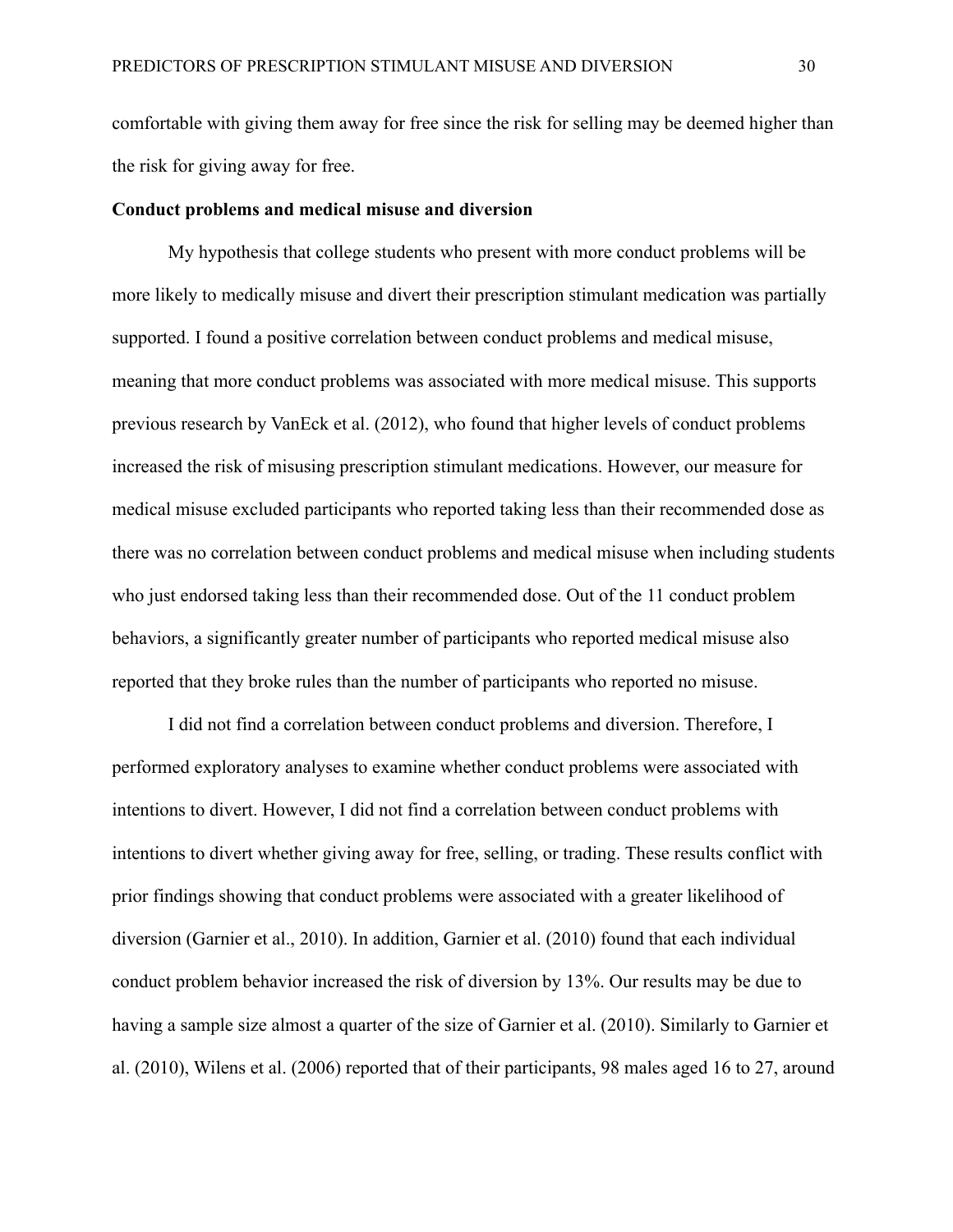comfortable with giving them away for free since the risk for selling may be deemed higher than the risk for giving away for free.

**Conduct problems and medical misuse and diversion**

My hypothesis that college students who present with more conduct problems will be more likely to medically misuse and divert their prescription stimulant medication was partially supported. I found a positive correlation between conduct problems and medical misuse, meaning that more conduct problems was associated with more medical misuse. This supports previous research by VanEck et al. (2012), who found that higher levels of conduct problems increased the risk of misusing prescription stimulant medications. However, our measure for medical misuse excluded participants who reported taking less than their recommended dose as there was no correlation between conduct problems and medical misuse when including students who just endorsed taking less than their recommended dose. Out of the 11 conduct problem behaviors, a significantly greater number of participants who reported medical misuse also reported that they broke rules than the number of participants who reported no misuse.

I did not find a correlation between conduct problems and diversion. Therefore, I performed exploratory analyses to examine whether conduct problems were associated with intentions to divert. However, I did not find a correlation between conduct problems with intentions to divert whether giving away for free, selling, or trading. These results conflict with prior findings showing that conduct problems were associated with a greater likelihood of diversion (Garnier et al., 2010). In addition, Garnier et al. (2010) found that each individual conduct problem behavior increased the risk of diversion by 13%. Our results may be due to having a sample size almost a quarter of the size of Garnier et al. (2010). Similarly to Garnier et al. (2010), Wilens et al. (2006) reported that of their participants, 98 males aged 16 to 27, around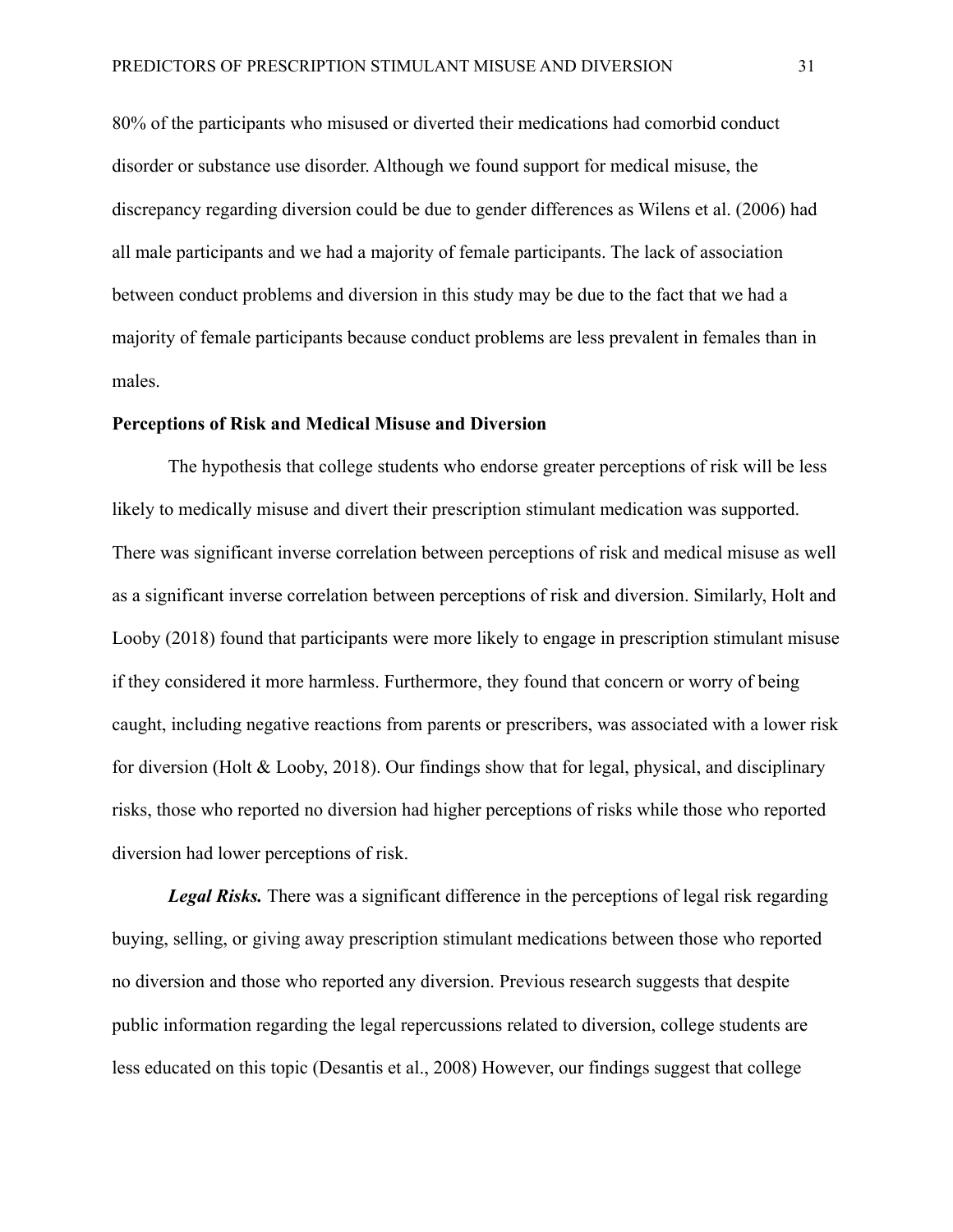80% of the participants who misused or diverted their medications had comorbid conduct disorder or substance use disorder. Although we found support for medical misuse, the discrepancy regarding diversion could be due to gender differences as Wilens et al. (2006) had all male participants and we had a majority of female participants. The lack of association between conduct problems and diversion in this study may be due to the fact that we had a majority of female participants because conduct problems are less prevalent in females than in males.

### Perceptions of Risk and Medical Misuse and Diversion

The hypothesis that college students who endorse greater perceptions of risk will be less likely to medically misuse and divert their prescription stimulant medication was supported. There was significant inverse correlation between perceptions of risk and medical misuse as well as a significant inverse correlation between perceptions of risk and diversion. Similarly, Holt and Looby (2018) found that participants were more likely to engage in prescription stimulant misuse if they considered it more harmless. Furthermore, they found that concern or worry of being caught, including negative reactions from parents or prescribers, was associated with a lower risk for diversion (Holt & Looby, 2018). Our findings show that for legal, physical, and disciplinary risks, those who reported no diversion had higher perceptions of risks while those who reported diversion had lower perceptions of risk.

***Legal Risks.*** There was a significant difference in the perceptions of legal risk regarding buying, selling, or giving away prescription stimulant medications between those who reported no diversion and those who reported any diversion. Previous research suggests that despite public information regarding the legal repercussions related to diversion, college students are less educated on this topic (Desantis et al., 2008) However, our findings suggest that college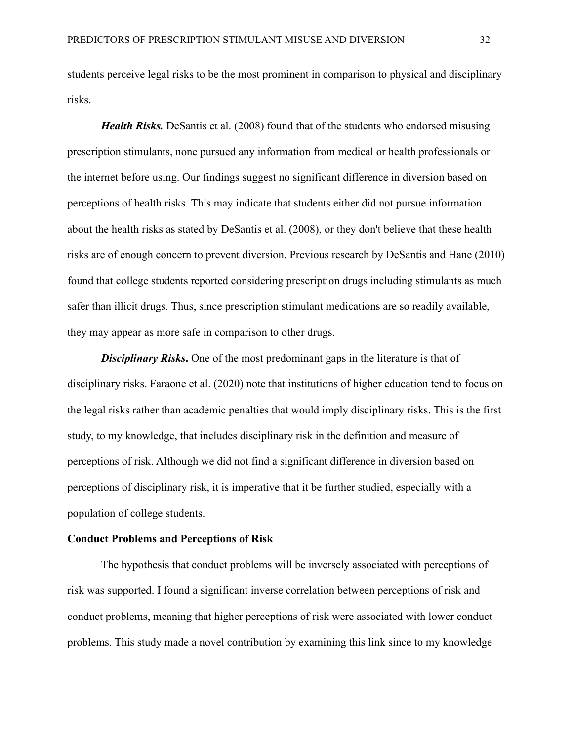students perceive legal risks to be the most prominent in comparison to physical and disciplinary risks.

***Health Risks.*** DeSantis et al. (2008) found that of the students who endorsed misusing prescription stimulants, none pursued any information from medical or health professionals or the internet before using. Our findings suggest no significant difference in diversion based on perceptions of health risks. This may indicate that students either did not pursue information about the health risks as stated by DeSantis et al. (2008), or they don't believe that these health risks are of enough concern to prevent diversion. Previous research by DeSantis and Hane (2010) found that college students reported considering prescription drugs including stimulants as much safer than illicit drugs. Thus, since prescription stimulant medications are so readily available, they may appear as more safe in comparison to other drugs.

***Disciplinary Risks*****.** One of the most predominant gaps in the literature is that of disciplinary risks. Faraone et al. (2020) note that institutions of higher education tend to focus on the legal risks rather than academic penalties that would imply disciplinary risks. This is the first study, to my knowledge, that includes disciplinary risk in the definition and measure of perceptions of risk. Although we did not find a significant difference in diversion based on perceptions of disciplinary risk, it is imperative that it be further studied, especially with a population of college students.

## Conduct Problems and Perceptions of Risk

The hypothesis that conduct problems will be inversely associated with perceptions of risk was supported. I found a significant inverse correlation between perceptions of risk and conduct problems, meaning that higher perceptions of risk were associated with lower conduct problems. This study made a novel contribution by examining this link since to my knowledge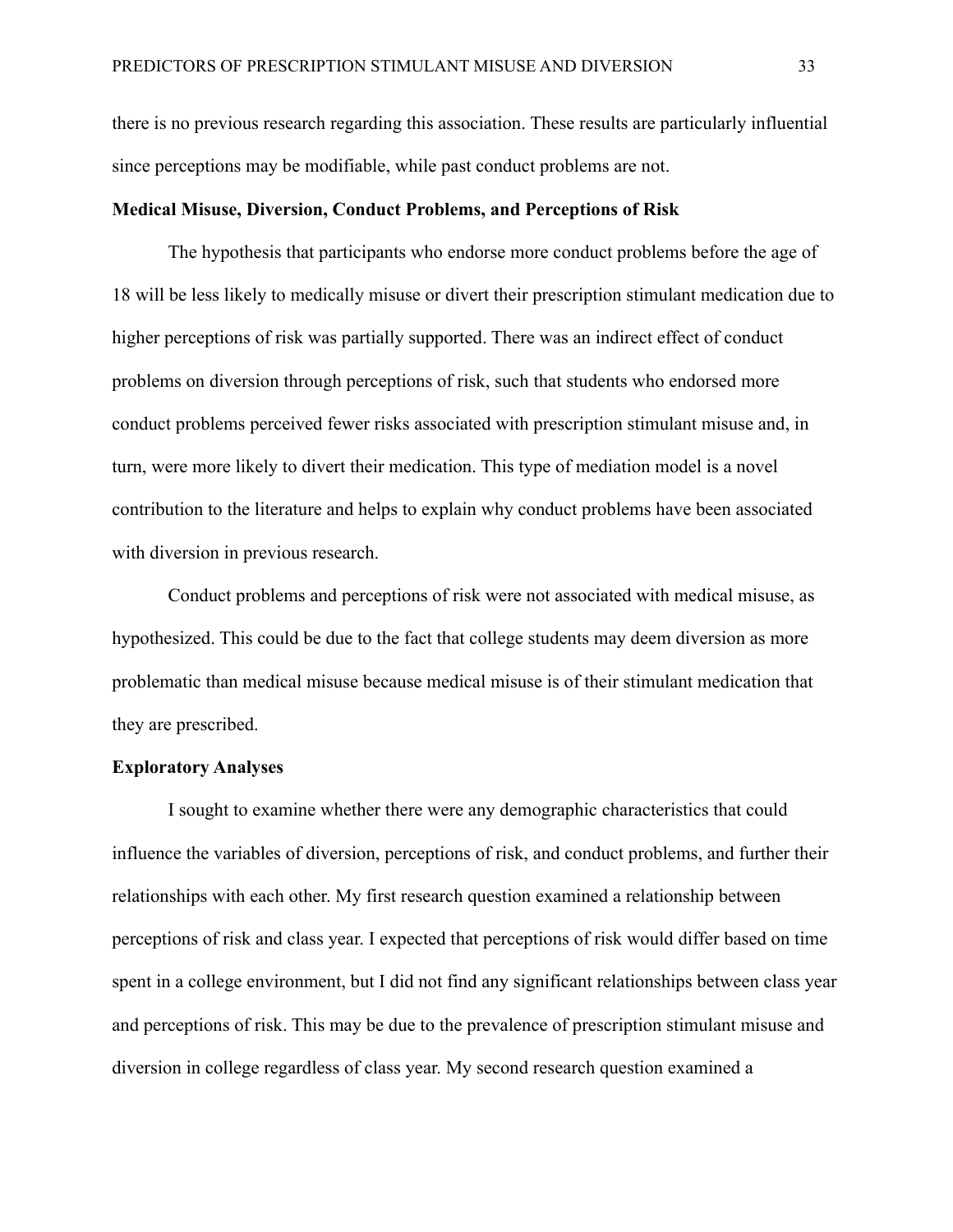there is no previous research regarding this association. These results are particularly influential since perceptions may be modifiable, while past conduct problems are not.

**Medical Misuse, Diversion, Conduct Problems, and Perceptions of Risk**

The hypothesis that participants who endorse more conduct problems before the age of 18 will be less likely to medically misuse or divert their prescription stimulant medication due to higher perceptions of risk was partially supported. There was an indirect effect of conduct problems on diversion through perceptions of risk, such that students who endorsed more conduct problems perceived fewer risks associated with prescription stimulant misuse and, in turn, were more likely to divert their medication. This type of mediation model is a novel contribution to the literature and helps to explain why conduct problems have been associated with diversion in previous research.

Conduct problems and perceptions of risk were not associated with medical misuse, as hypothesized. This could be due to the fact that college students may deem diversion as more problematic than medical misuse because medical misuse is of their stimulant medication that they are prescribed.

**Exploratory Analyses**

I sought to examine whether there were any demographic characteristics that could influence the variables of diversion, perceptions of risk, and conduct problems, and further their relationships with each other. My first research question examined a relationship between perceptions of risk and class year. I expected that perceptions of risk would differ based on time spent in a college environment, but I did not find any significant relationships between class year and perceptions of risk. This may be due to the prevalence of prescription stimulant misuse and diversion in college regardless of class year. My second research question examined a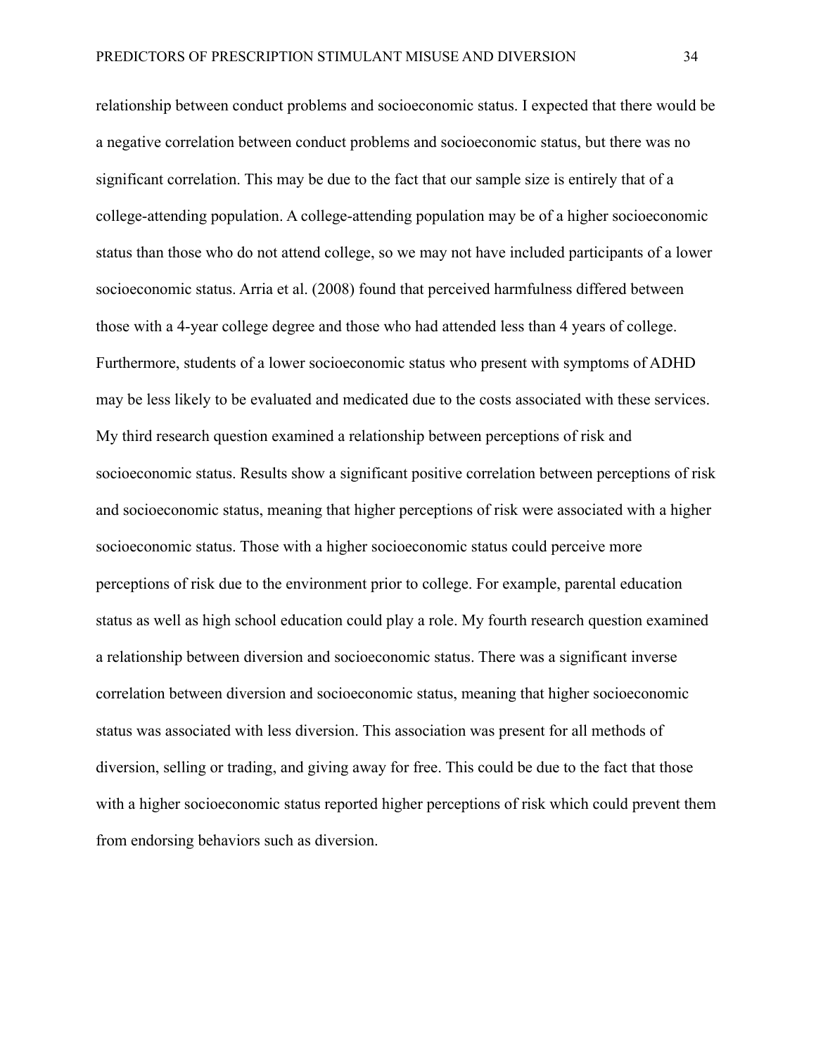relationship between conduct problems and socioeconomic status. I expected that there would be a negative correlation between conduct problems and socioeconomic status, but there was no significant correlation. This may be due to the fact that our sample size is entirely that of a college-attending population. A college-attending population may be of a higher socioeconomic status than those who do not attend college, so we may not have included participants of a lower socioeconomic status. Arria et al. (2008) found that perceived harmfulness differed between those with a 4-year college degree and those who had attended less than 4 years of college. Furthermore, students of a lower socioeconomic status who present with symptoms of ADHD may be less likely to be evaluated and medicated due to the costs associated with these services. My third research question examined a relationship between perceptions of risk and socioeconomic status. Results show a significant positive correlation between perceptions of risk and socioeconomic status, meaning that higher perceptions of risk were associated with a higher socioeconomic status. Those with a higher socioeconomic status could perceive more perceptions of risk due to the environment prior to college. For example, parental education status as well as high school education could play a role. My fourth research question examined a relationship between diversion and socioeconomic status. There was a significant inverse correlation between diversion and socioeconomic status, meaning that higher socioeconomic status was associated with less diversion. This association was present for all methods of diversion, selling or trading, and giving away for free. This could be due to the fact that those with a higher socioeconomic status reported higher perceptions of risk which could prevent them from endorsing behaviors such as diversion.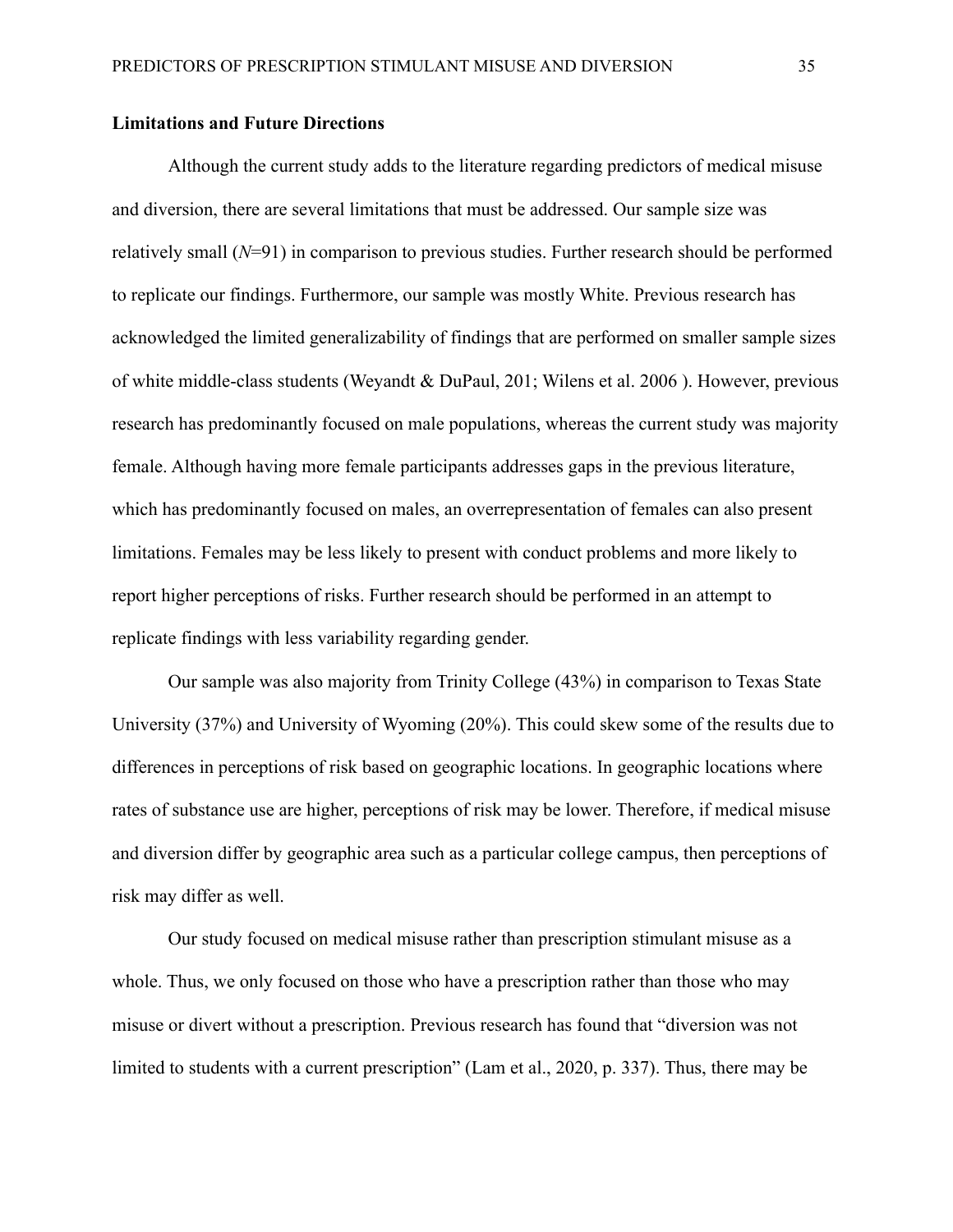**Limitations and Future Directions**

Although the current study adds to the literature regarding predictors of medical misuse and diversion, there are several limitations that must be addressed. Our sample size was relatively small (*N*=91) in comparison to previous studies. Further research should be performed to replicate our findings. Furthermore, our sample was mostly White. Previous research has acknowledged the limited generalizability of findings that are performed on smaller sample sizes of white middle-class students (Weyandt & DuPaul, 201; Wilens et al. 2006 ). However, previous research has predominantly focused on male populations, whereas the current study was majority female. Although having more female participants addresses gaps in the previous literature, which has predominantly focused on males, an overrepresentation of females can also present limitations. Females may be less likely to present with conduct problems and more likely to report higher perceptions of risks. Further research should be performed in an attempt to replicate findings with less variability regarding gender.

Our sample was also majority from Trinity College (43%) in comparison to Texas State University (37%) and University of Wyoming (20%). This could skew some of the results due to differences in perceptions of risk based on geographic locations. In geographic locations where rates of substance use are higher, perceptions of risk may be lower. Therefore, if medical misuse and diversion differ by geographic area such as a particular college campus, then perceptions of risk may differ as well.

Our study focused on medical misuse rather than prescription stimulant misuse as a whole. Thus, we only focused on those who have a prescription rather than those who may misuse or divert without a prescription. Previous research has found that "diversion was not limited to students with a current prescription" (Lam et al., 2020, p. 337). Thus, there may be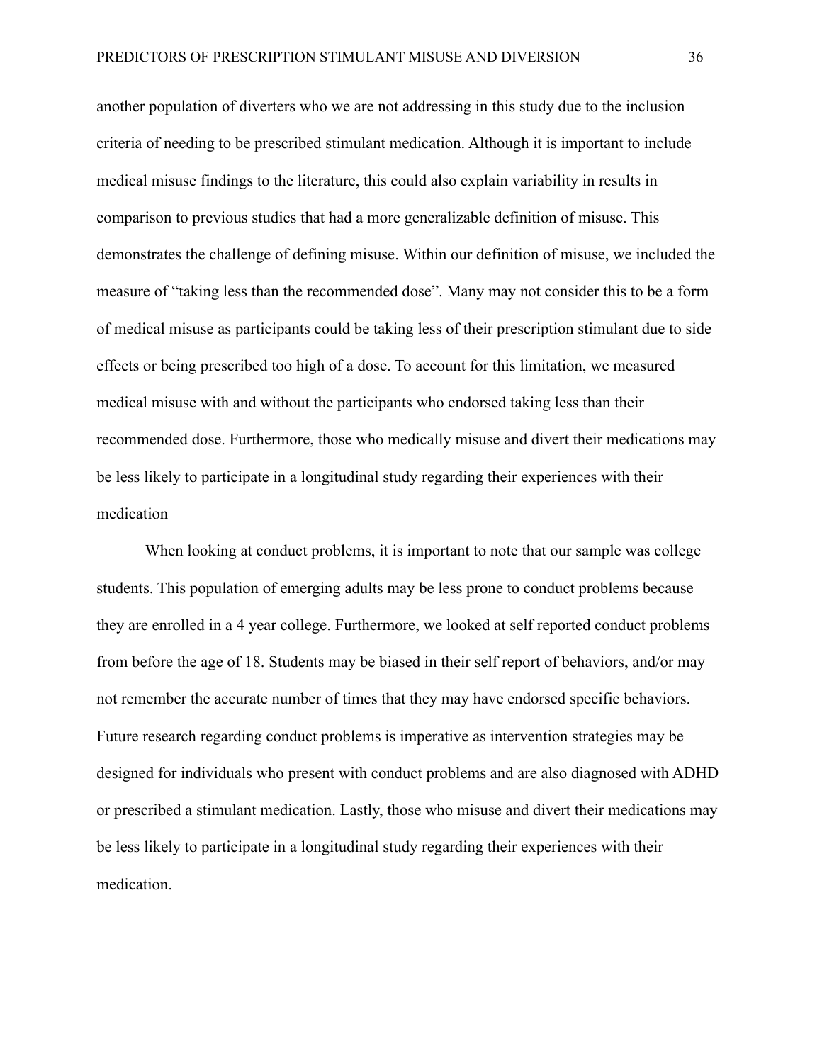another population of diverters who we are not addressing in this study due to the inclusion criteria of needing to be prescribed stimulant medication. Although it is important to include medical misuse findings to the literature, this could also explain variability in results in comparison to previous studies that had a more generalizable definition of misuse. This demonstrates the challenge of defining misuse. Within our definition of misuse, we included the measure of "taking less than the recommended dose". Many may not consider this to be a form of medical misuse as participants could be taking less of their prescription stimulant due to side effects or being prescribed too high of a dose. To account for this limitation, we measured medical misuse with and without the participants who endorsed taking less than their recommended dose. Furthermore, those who medically misuse and divert their medications may be less likely to participate in a longitudinal study regarding their experiences with their medication

When looking at conduct problems, it is important to note that our sample was college students. This population of emerging adults may be less prone to conduct problems because they are enrolled in a 4 year college. Furthermore, we looked at self reported conduct problems from before the age of 18. Students may be biased in their self report of behaviors, and/or may not remember the accurate number of times that they may have endorsed specific behaviors. Future research regarding conduct problems is imperative as intervention strategies may be designed for individuals who present with conduct problems and are also diagnosed with ADHD or prescribed a stimulant medication. Lastly, those who misuse and divert their medications may be less likely to participate in a longitudinal study regarding their experiences with their medication.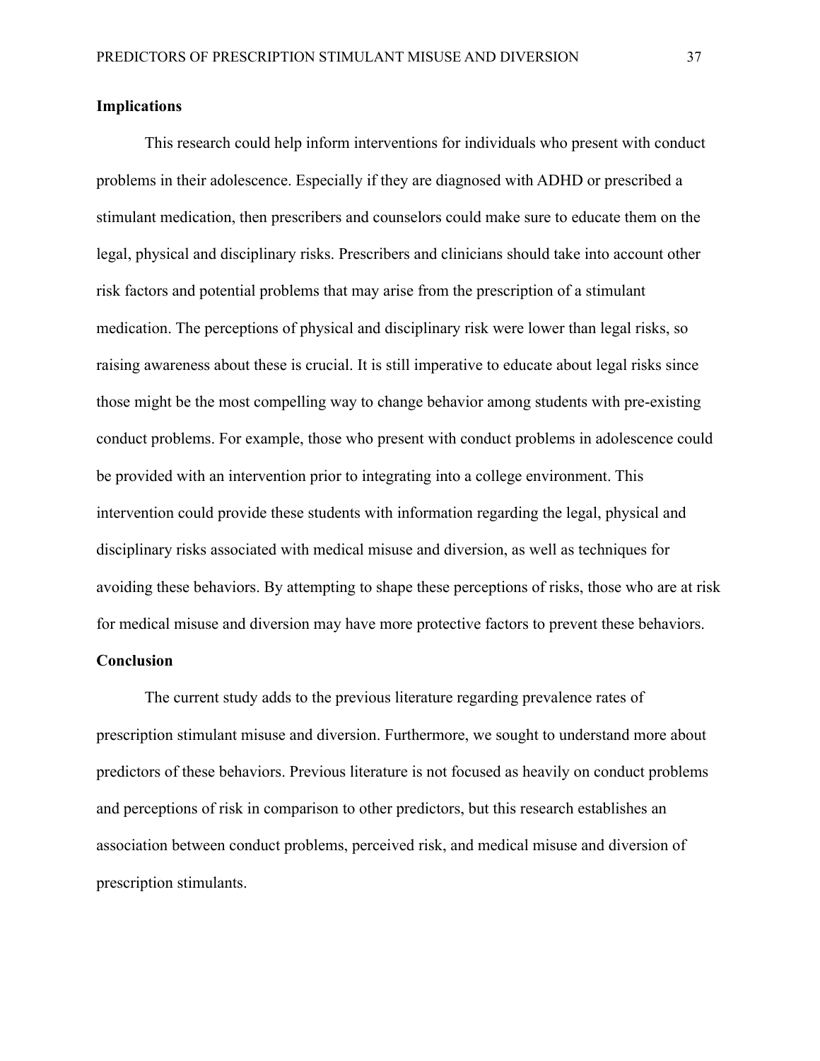**Implications**

This research could help inform interventions for individuals who present with conduct problems in their adolescence. Especially if they are diagnosed with ADHD or prescribed a stimulant medication, then prescribers and counselors could make sure to educate them on the legal, physical and disciplinary risks. Prescribers and clinicians should take into account other risk factors and potential problems that may arise from the prescription of a stimulant medication. The perceptions of physical and disciplinary risk were lower than legal risks, so raising awareness about these is crucial. It is still imperative to educate about legal risks since those might be the most compelling way to change behavior among students with pre-existing conduct problems. For example, those who present with conduct problems in adolescence could be provided with an intervention prior to integrating into a college environment. This intervention could provide these students with information regarding the legal, physical and disciplinary risks associated with medical misuse and diversion, as well as techniques for avoiding these behaviors. By attempting to shape these perceptions of risks, those who are at risk for medical misuse and diversion may have more protective factors to prevent these behaviors.

**Conclusion**

The current study adds to the previous literature regarding prevalence rates of prescription stimulant misuse and diversion. Furthermore, we sought to understand more about predictors of these behaviors. Previous literature is not focused as heavily on conduct problems and perceptions of risk in comparison to other predictors, but this research establishes an association between conduct problems, perceived risk, and medical misuse and diversion of prescription stimulants.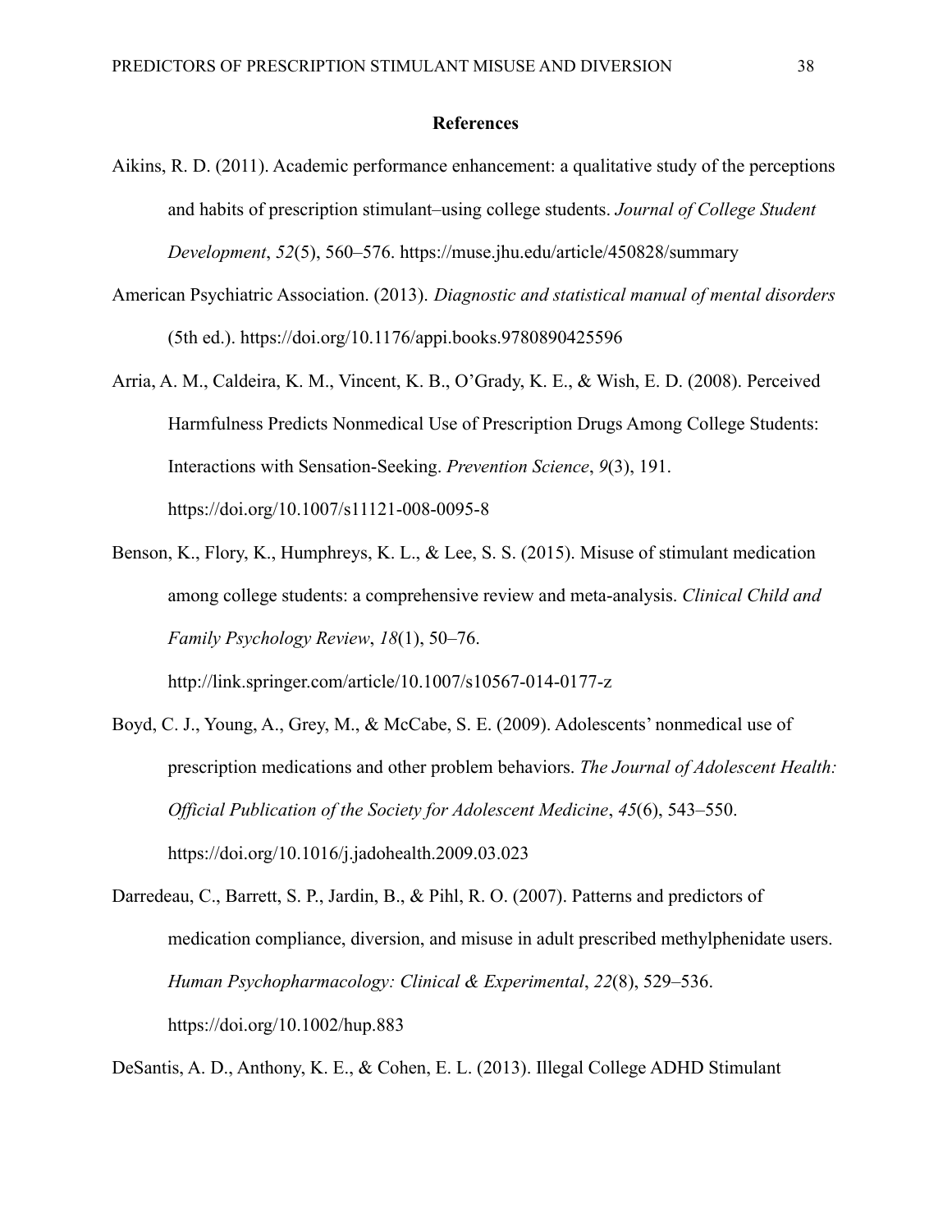## References

Aikins, R. D. (2011). Academic performance enhancement: a qualitative study of the perceptions and habits of prescription stimulant–using college students. *Journal of College Student Development*, *52*(5), 560–576. https://muse.jhu.edu/article/450828/summary

American Psychiatric Association. (2013). *Diagnostic and statistical manual of mental disorders* (5th ed.). https://doi.org/10.1176/appi.books.9780890425596

Arria, A. M., Caldeira, K. M., Vincent, K. B., O'Grady, K. E., & Wish, E. D. (2008). Perceived Harmfulness Predicts Nonmedical Use of Prescription Drugs Among College Students: Interactions with Sensation-Seeking. *Prevention Science*, *9*(3), 191. https://doi.org/10.1007/s11121-008-0095-8

Benson, K., Flory, K., Humphreys, K. L., & Lee, S. S. (2015). Misuse of stimulant medication among college students: a comprehensive review and meta-analysis. *Clinical Child and Family Psychology Review*, *18*(1), 50–76. http://link.springer.com/article/10.1007/s10567-014-0177-z

Boyd, C. J., Young, A., Grey, M., & McCabe, S. E. (2009). Adolescents' nonmedical use of prescription medications and other problem behaviors. *The Journal of Adolescent Health: Official Publication of the Society for Adolescent Medicine*, *45*(6), 543–550. https://doi.org/10.1016/j.jadohealth.2009.03.023

Darredeau, C., Barrett, S. P., Jardin, B., & Pihl, R. O. (2007). Patterns and predictors of medication compliance, diversion, and misuse in adult prescribed methylphenidate users. *Human Psychopharmacology: Clinical & Experimental*, *22*(8), 529–536. https://doi.org/10.1002/hup.883

DeSantis, A. D., Anthony, K. E., & Cohen, E. L. (2013). Illegal College ADHD Stimulant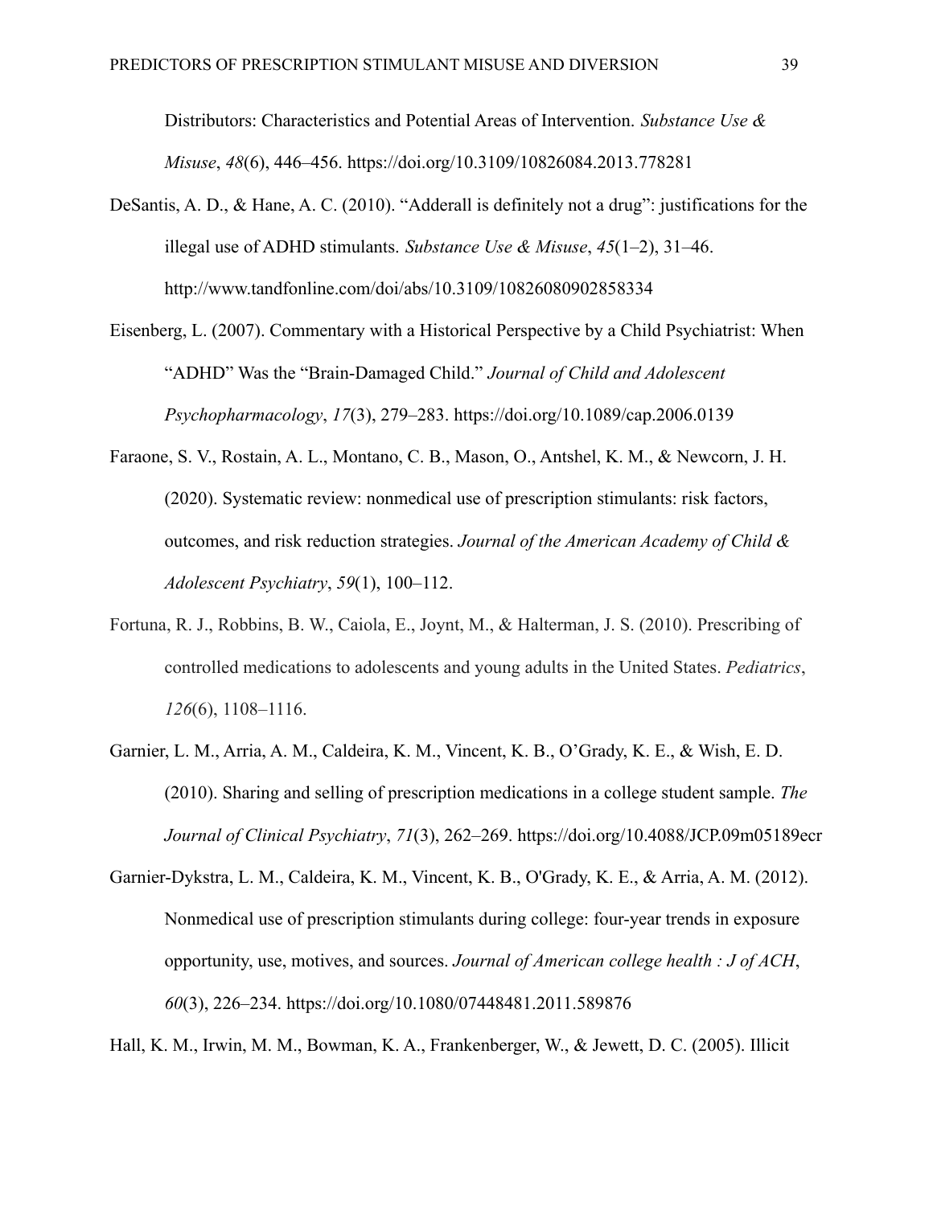Distributors: Characteristics and Potential Areas of Intervention. *Substance Use & Misuse*, *48*(6), 446–456. https://doi.org/10.3109/10826084.2013.778281

DeSantis, A. D., & Hane, A. C. (2010). “Adderall is definitely not a drug”: justifications for the illegal use of ADHD stimulants. *Substance Use & Misuse*, *45*(1–2), 31–46. http://www.tandfonline.com/doi/abs/10.3109/10826080902858334

Eisenberg, L. (2007). Commentary with a Historical Perspective by a Child Psychiatrist: When “ADHD” Was the “Brain-Damaged Child.” *Journal of Child and Adolescent Psychopharmacology*, *17*(3), 279–283. https://doi.org/10.1089/cap.2006.0139

Faraone, S. V., Rostain, A. L., Montano, C. B., Mason, O., Antshel, K. M., & Newcorn, J. H. (2020). Systematic review: nonmedical use of prescription stimulants: risk factors, outcomes, and risk reduction strategies. *Journal of the American Academy of Child & Adolescent Psychiatry*, *59*(1), 100–112.

Fortuna, R. J., Robbins, B. W., Caiola, E., Joynt, M., & Halterman, J. S. (2010). Prescribing of controlled medications to adolescents and young adults in the United States. *Pediatrics*, *126*(6), 1108–1116.

Garnier, L. M., Arria, A. M., Caldeira, K. M., Vincent, K. B., O’Grady, K. E., & Wish, E. D. (2010). Sharing and selling of prescription medications in a college student sample. *The Journal of Clinical Psychiatry*, *71*(3), 262–269. https://doi.org/10.4088/JCP.09m05189ecr

Garnier-Dykstra, L. M., Caldeira, K. M., Vincent, K. B., O'Grady, K. E., & Arria, A. M. (2012). Nonmedical use of prescription stimulants during college: four-year trends in exposure opportunity, use, motives, and sources. *Journal of American college health : J of ACH*, *60*(3), 226–234. https://doi.org/10.1080/07448481.2011.589876

Hall, K. M., Irwin, M. M., Bowman, K. A., Frankenberger, W., & Jewett, D. C. (2005). Illicit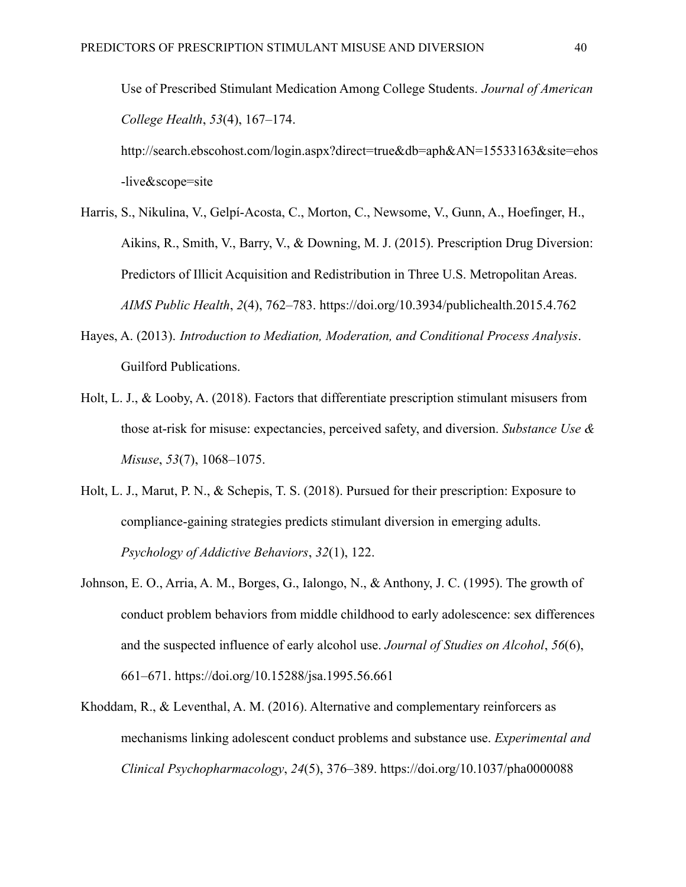Use of Prescribed Stimulant Medication Among College Students. *Journal of American College Health*, *53*(4), 167–174. http://search.ebscohost.com/login.aspx?direct=true&db=aph&AN=15533163&site=ehost-live&scope=site

Harris, S., Nikulina, V., Gelpí-Acosta, C., Morton, C., Newsome, V., Gunn, A., Hoefinger, H., Aikins, R., Smith, V., Barry, V., & Downing, M. J. (2015). Prescription Drug Diversion: Predictors of Illicit Acquisition and Redistribution in Three U.S. Metropolitan Areas. *AIMS Public Health*, *2*(4), 762–783. https://doi.org/10.3934/publichealth.2015.4.762

Hayes, A. (2013). *Introduction to Mediation, Moderation, and Conditional Process Analysis*. Guilford Publications.

Holt, L. J., & Looby, A. (2018). Factors that differentiate prescription stimulant misusers from those at-risk for misuse: expectancies, perceived safety, and diversion. *Substance Use & Misuse*, *53*(7), 1068–1075.

Holt, L. J., Marut, P. N., & Schepis, T. S. (2018). Pursued for their prescription: Exposure to compliance-gaining strategies predicts stimulant diversion in emerging adults. *Psychology of Addictive Behaviors*, *32*(1), 122.

Johnson, E. O., Arria, A. M., Borges, G., Ialongo, N., & Anthony, J. C. (1995). The growth of conduct problem behaviors from middle childhood to early adolescence: sex differences and the suspected influence of early alcohol use. *Journal of Studies on Alcohol*, *56*(6), 661–671. https://doi.org/10.15288/jsa.1995.56.661

Khoddam, R., & Leventhal, A. M. (2016). Alternative and complementary reinforcers as mechanisms linking adolescent conduct problems and substance use. *Experimental and Clinical Psychopharmacology*, *24*(5), 376–389. https://doi.org/10.1037/pha0000088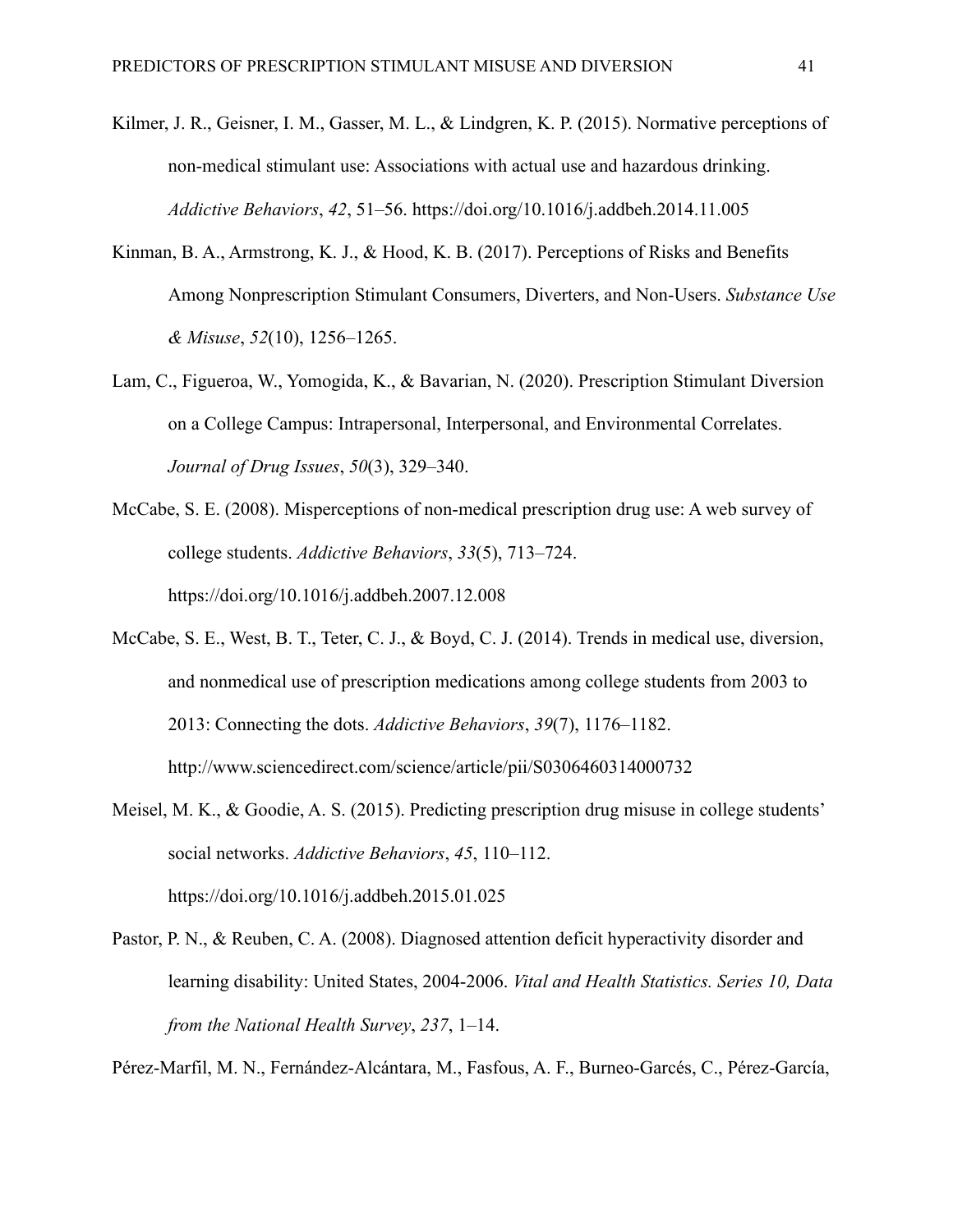Kilmer, J. R., Geisner, I. M., Gasser, M. L., & Lindgren, K. P. (2015). Normative perceptions of non-medical stimulant use: Associations with actual use and hazardous drinking. *Addictive Behaviors*, *42*, 51–56. https://doi.org/10.1016/j.addbeh.2014.11.005

Kinman, B. A., Armstrong, K. J., & Hood, K. B. (2017). Perceptions of Risks and Benefits Among Nonprescription Stimulant Consumers, Diverters, and Non-Users. *Substance Use & Misuse*, *52*(10), 1256–1265.

Lam, C., Figueroa, W., Yomogida, K., & Bavarian, N. (2020). Prescription Stimulant Diversion on a College Campus: Intrapersonal, Interpersonal, and Environmental Correlates. *Journal of Drug Issues*, *50*(3), 329–340.

McCabe, S. E. (2008). Misperceptions of non-medical prescription drug use: A web survey of college students. *Addictive Behaviors*, *33*(5), 713–724. https://doi.org/10.1016/j.addbeh.2007.12.008

McCabe, S. E., West, B. T., Teter, C. J., & Boyd, C. J. (2014). Trends in medical use, diversion, and nonmedical use of prescription medications among college students from 2003 to 2013: Connecting the dots. *Addictive Behaviors*, *39*(7), 1176–1182. http://www.sciencedirect.com/science/article/pii/S0306460314000732

Meisel, M. K., & Goodie, A. S. (2015). Predicting prescription drug misuse in college students' social networks. *Addictive Behaviors*, *45*, 110–112. https://doi.org/10.1016/j.addbeh.2015.01.025

Pastor, P. N., & Reuben, C. A. (2008). Diagnosed attention deficit hyperactivity disorder and learning disability: United States, 2004-2006. *Vital and Health Statistics. Series 10, Data from the National Health Survey*, *237*, 1–14.

Pérez-Marfil, M. N., Fernández-Alcántara, M., Fasfous, A. F., Burneo-Garcés, C., Pérez-García,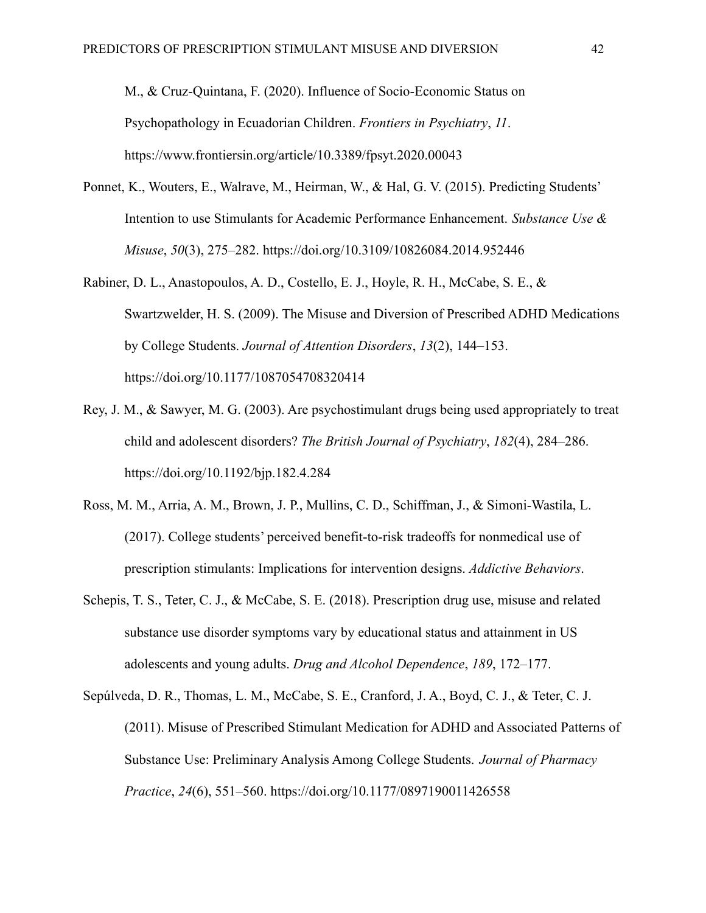M., & Cruz-Quintana, F. (2020). Influence of Socio-Economic Status on Psychopathology in Ecuadorian Children. *Frontiers in Psychiatry*, *11*. https://www.frontiersin.org/article/10.3389/fpsyt.2020.00043

Ponnet, K., Wouters, E., Walrave, M., Heirman, W., & Hal, G. V. (2015). Predicting Students' Intention to use Stimulants for Academic Performance Enhancement. *Substance Use & Misuse*, *50*(3), 275–282. https://doi.org/10.3109/10826084.2014.952446

Rabiner, D. L., Anastopoulos, A. D., Costello, E. J., Hoyle, R. H., McCabe, S. E., & Swartzwelder, H. S. (2009). The Misuse and Diversion of Prescribed ADHD Medications by College Students. *Journal of Attention Disorders*, *13*(2), 144–153. https://doi.org/10.1177/1087054708320414

Rey, J. M., & Sawyer, M. G. (2003). Are psychostimulant drugs being used appropriately to treat child and adolescent disorders? *The British Journal of Psychiatry*, *182*(4), 284–286. https://doi.org/10.1192/bjp.182.4.284

Ross, M. M., Arria, A. M., Brown, J. P., Mullins, C. D., Schiffman, J., & Simoni-Wastila, L. (2017). College students' perceived benefit-to-risk tradeoffs for nonmedical use of prescription stimulants: Implications for intervention designs. *Addictive Behaviors*.

Schepis, T. S., Teter, C. J., & McCabe, S. E. (2018). Prescription drug use, misuse and related substance use disorder symptoms vary by educational status and attainment in US adolescents and young adults. *Drug and Alcohol Dependence*, *189*, 172–177.

Sepúlveda, D. R., Thomas, L. M., McCabe, S. E., Cranford, J. A., Boyd, C. J., & Teter, C. J. (2011). Misuse of Prescribed Stimulant Medication for ADHD and Associated Patterns of Substance Use: Preliminary Analysis Among College Students. *Journal of Pharmacy Practice*, *24*(6), 551–560. https://doi.org/10.1177/0897190011426558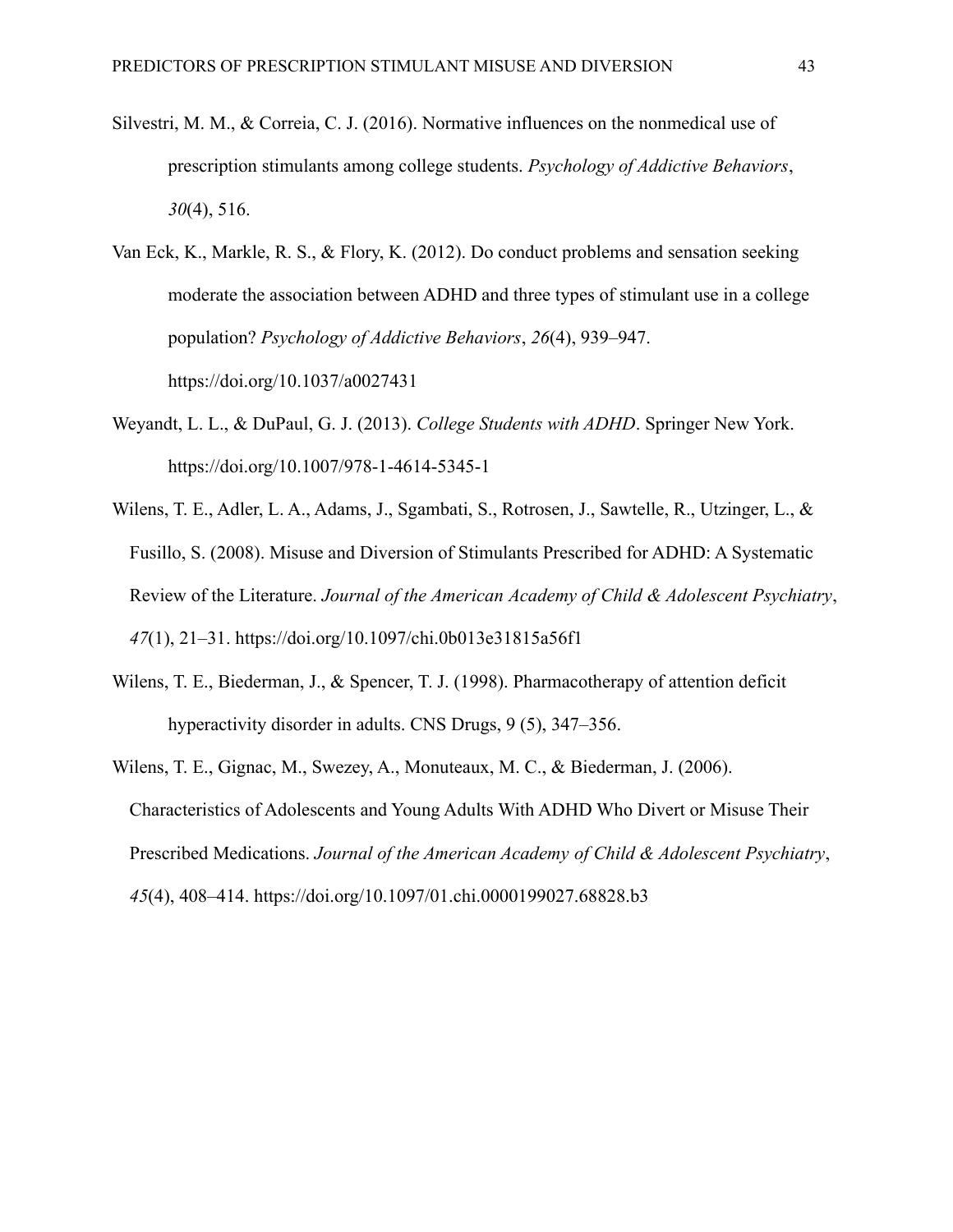Silvestri, M. M., & Correia, C. J. (2016). Normative influences on the nonmedical use of prescription stimulants among college students. *Psychology of Addictive Behaviors*, *30*(4), 516.

Van Eck, K., Markle, R. S., & Flory, K. (2012). Do conduct problems and sensation seeking moderate the association between ADHD and three types of stimulant use in a college population? *Psychology of Addictive Behaviors*, *26*(4), 939–947. https://doi.org/10.1037/a0027431

Weyandt, L. L., & DuPaul, G. J. (2013). *College Students with ADHD*. Springer New York. https://doi.org/10.1007/978-1-4614-5345-1

Wilens, T. E., Adler, L. A., Adams, J., Sgambati, S., Rotrosen, J., Sawtelle, R., Utzinger, L., & Fusillo, S. (2008). Misuse and Diversion of Stimulants Prescribed for ADHD: A Systematic Review of the Literature. *Journal of the American Academy of Child & Adolescent Psychiatry*, *47*(1), 21–31. https://doi.org/10.1097/chi.0b013e31815a56f1

Wilens, T. E., Biederman, J., & Spencer, T. J. (1998). Pharmacotherapy of attention deficit hyperactivity disorder in adults. CNS Drugs, 9 (5), 347–356.

Wilens, T. E., Gignac, M., Swezey, A., Monuteaux, M. C., & Biederman, J. (2006). Characteristics of Adolescents and Young Adults With ADHD Who Divert or Misuse Their Prescribed Medications. *Journal of the American Academy of Child & Adolescent Psychiatry*, *45*(4), 408–414. https://doi.org/10.1097/01.chi.0000199027.68828.b3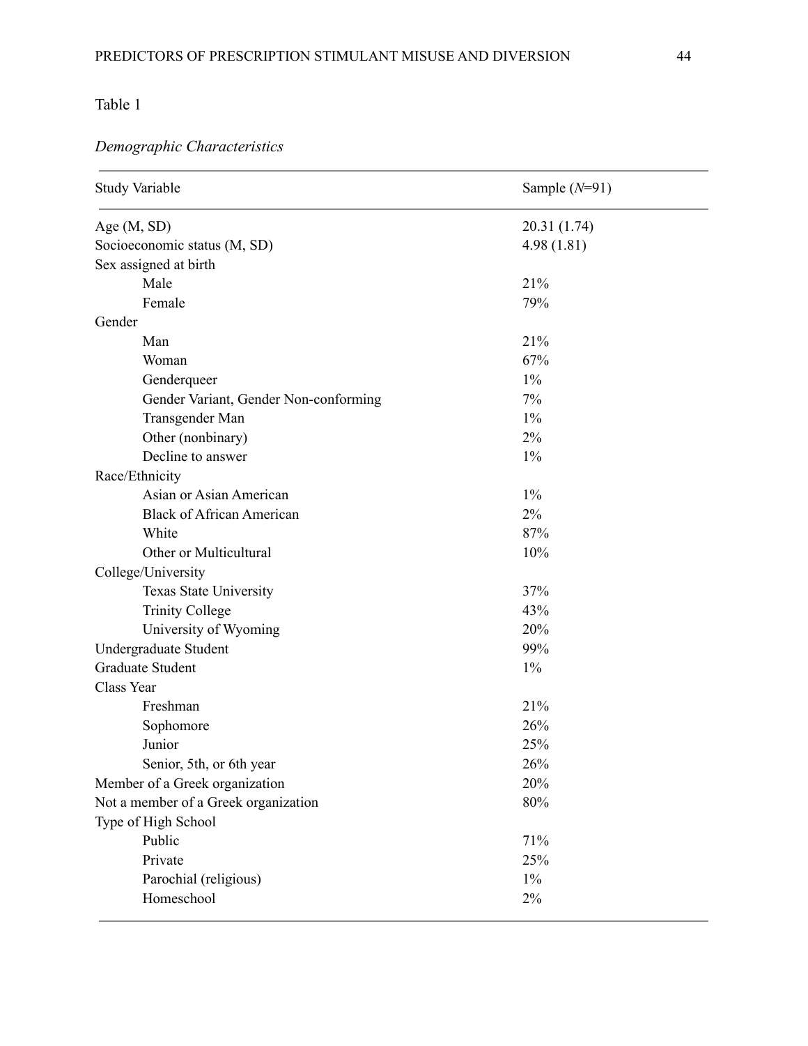Table 1

*Demographic Characteristics*

| Study Variable | Sample (*N*=91) |
|---|---|
| Age (M, SD) | 20.31 (1.74) |
| Socioeconomic status (M, SD) | 4.98 (1.81) |
| Sex assigned at birth | |
| Male | 21% |
| Female | 79% |
| Gender | |
| Man | 21% |
| Woman | 67% |
| Genderqueer | 1% |
| Gender Variant, Gender Non-conforming | 7% |
| Transgender Man | 1% |
| Other (nonbinary) | 2% |
| Decline to answer | 1% |
| Race/Ethnicity | |
| Asian or Asian American | 1% |
| Black of African American | 2% |
| White | 87% |
| Other or Multicultural | 10% |
| College/University | |
| Texas State University | 37% |
| Trinity College | 43% |
| University of Wyoming | 20% |
| Undergraduate Student | 99% |
| Graduate Student | 1% |
| Class Year | |
| Freshman | 21% |
| Sophomore | 26% |
| Junior | 25% |
| Senior, 5th, or 6th year | 26% |
| Member of a Greek organization | 20% |
| Not a member of a Greek organization | 80% |
| Type of High School | |
| Public | 71% |
| Private | 25% |
| Parochial (religious) | 1% |
| Homeschool | 2% |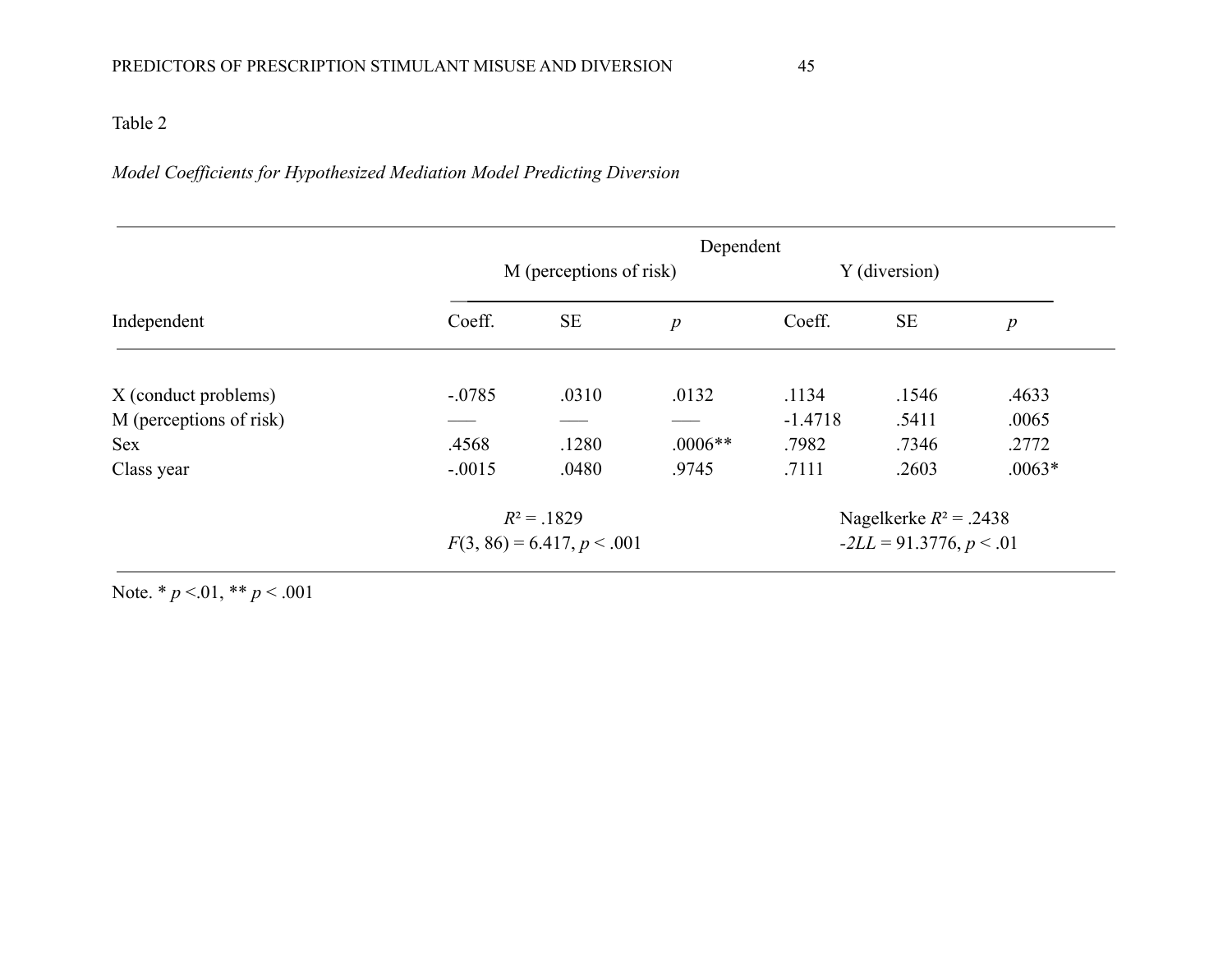Table 2

*Model Coefficients for Hypothesized Mediation Model Predicting Diversion*

| | Dependent | | | | | |
|---|---|---|---|---|---|---|
| | M (perceptions of risk) | | | Y (diversion) | | |
| Independent | Coeff. | SE | *p* | Coeff. | SE | *p* |
| X (conduct problems) | -.0785 | .0310 | .0132 | .1134 | .1546 | .4633 |
| M (perceptions of risk) | ––– | ––– | ––– | -1.4718 | .5411 | .0065 |
| Sex | .4568 | .1280 | .0006** | .7982 | .7346 | .2772 |
| Class year | -.0015 | .0480 | .9745 | .7111 | .2603 | .0063* |
| | $R^2 = .1829$<br>$F(3, 86) = 6.417$, $p < .001$ | | | Nagelkerke $R^2 = .2438$<br>$-2LL = 91.3776$, $p < .01$ | | |

Note. * $p < .01$, ** $p < .001$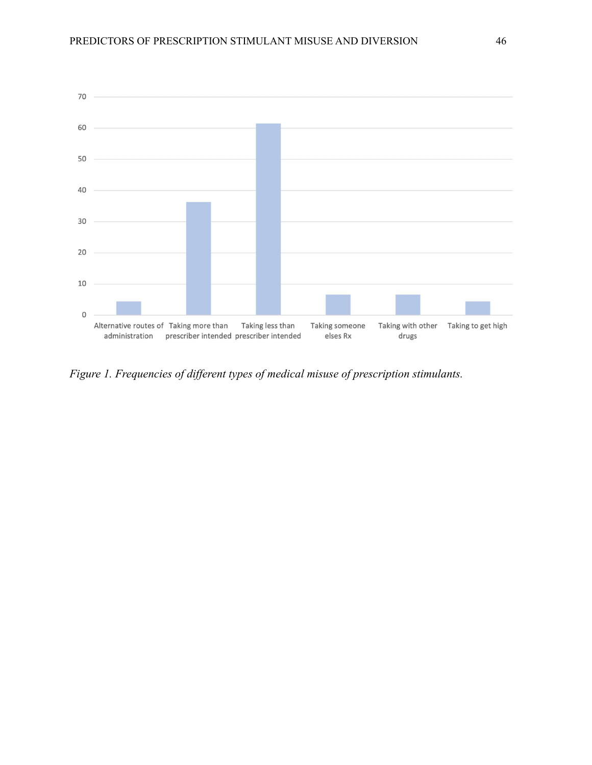*Figure 1. Frequencies of different types of medical misuse of prescription stimulants.*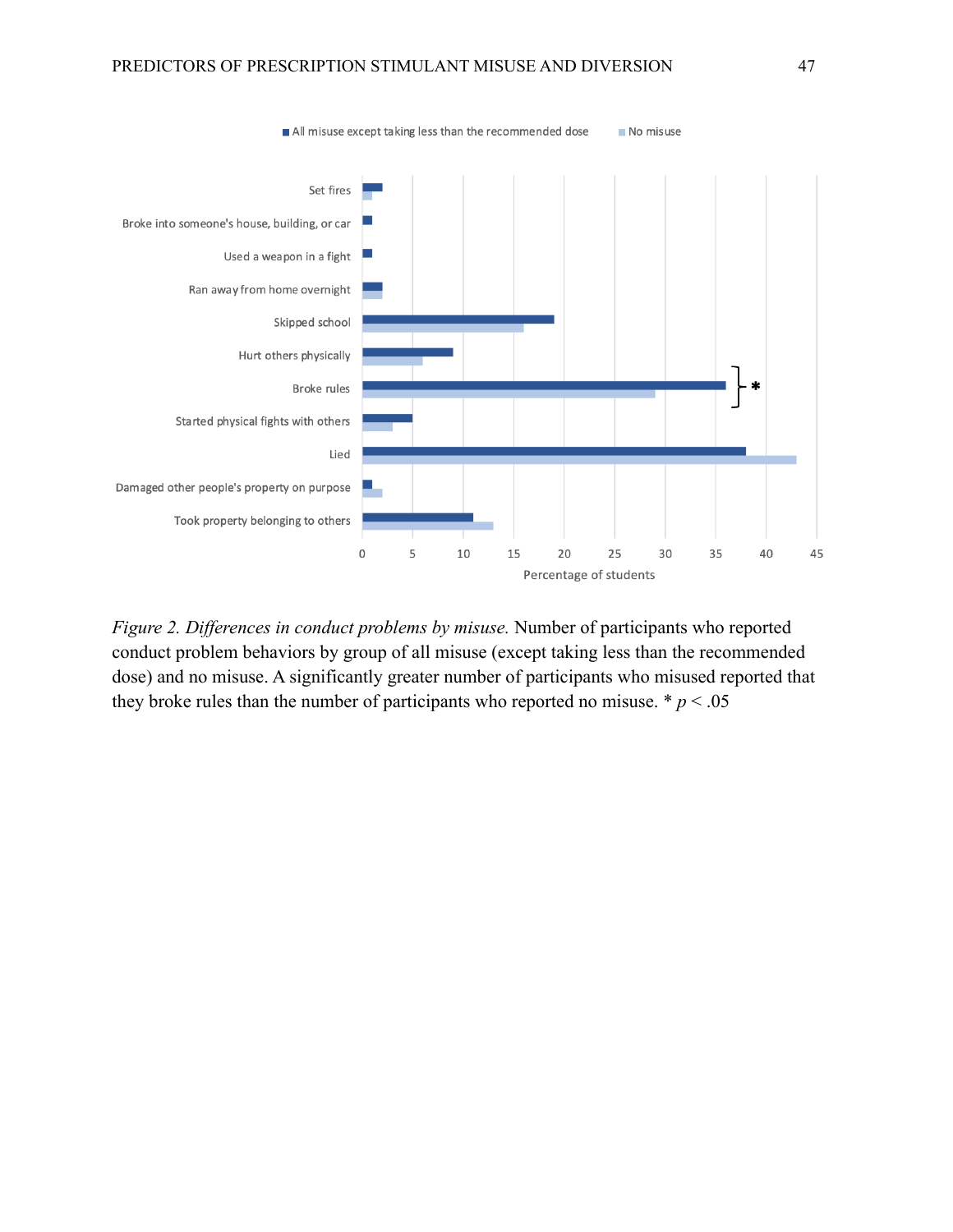*Figure 2. Differences in conduct problems by misuse.* Number of participants who reported conduct problem behaviors by group of all misuse (except taking less than the recommended dose) and no misuse. A significantly greater number of participants who misused reported that they broke rules than the number of participants who reported no misuse. * $p < .05$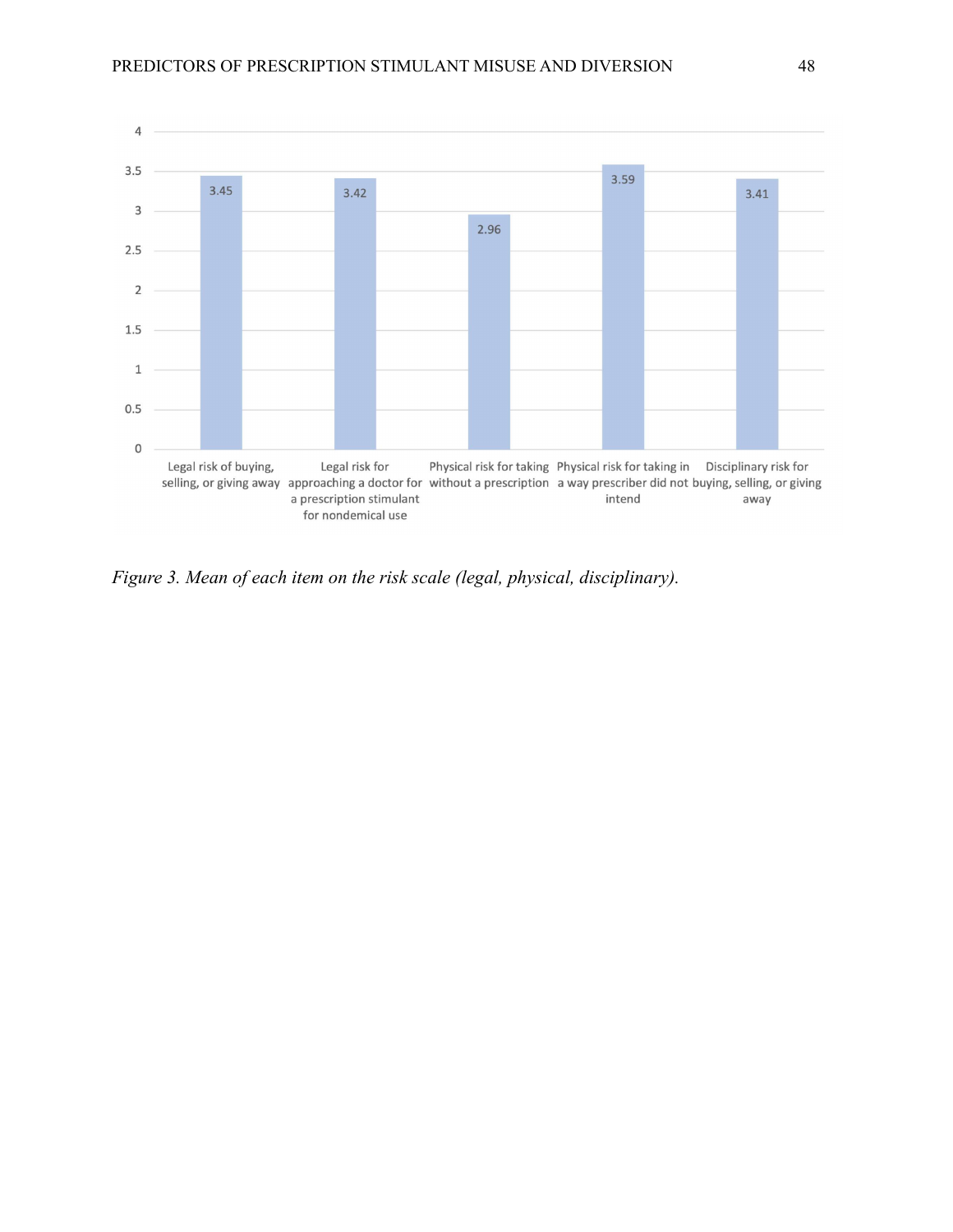| Item | Mean |
|---|---|
| Legal risk of buying, selling, or giving away | 3.45 |
| Legal risk for approaching a doctor for a prescription stimulant for nondemical use | 3.42 |
| Physical risk for taking without a prescription | 2.96 |
| Physical risk for taking in a way prescriber did not intend | 3.59 |
| Disciplinary risk for buying, selling, or giving away | 3.41 |

*Figure 3.* *Mean of each item on the risk scale (legal, physical, disciplinary).*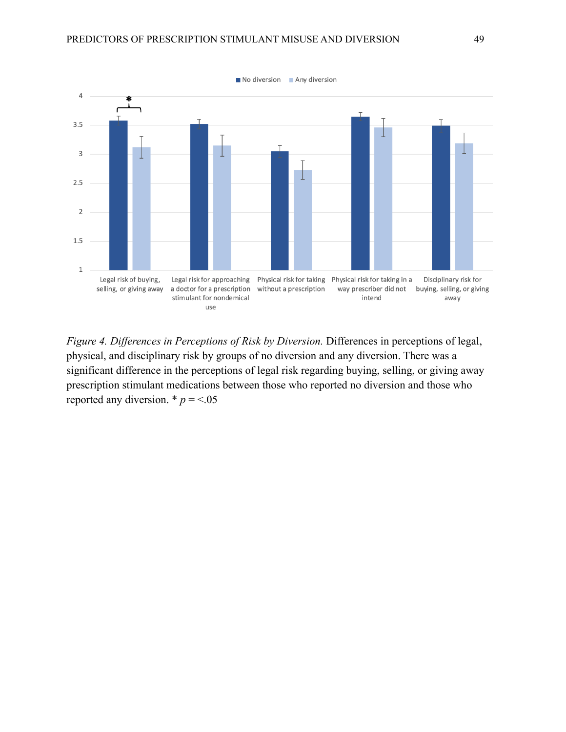*Figure 4. Differences in Perceptions of Risk by Diversion.* Differences in perceptions of legal, physical, and disciplinary risk by groups of no diversion and any diversion. There was a significant difference in the perceptions of legal risk regarding buying, selling, or giving away prescription stimulant medications between those who reported no diversion and those who reported any diversion. * $p$ = <.05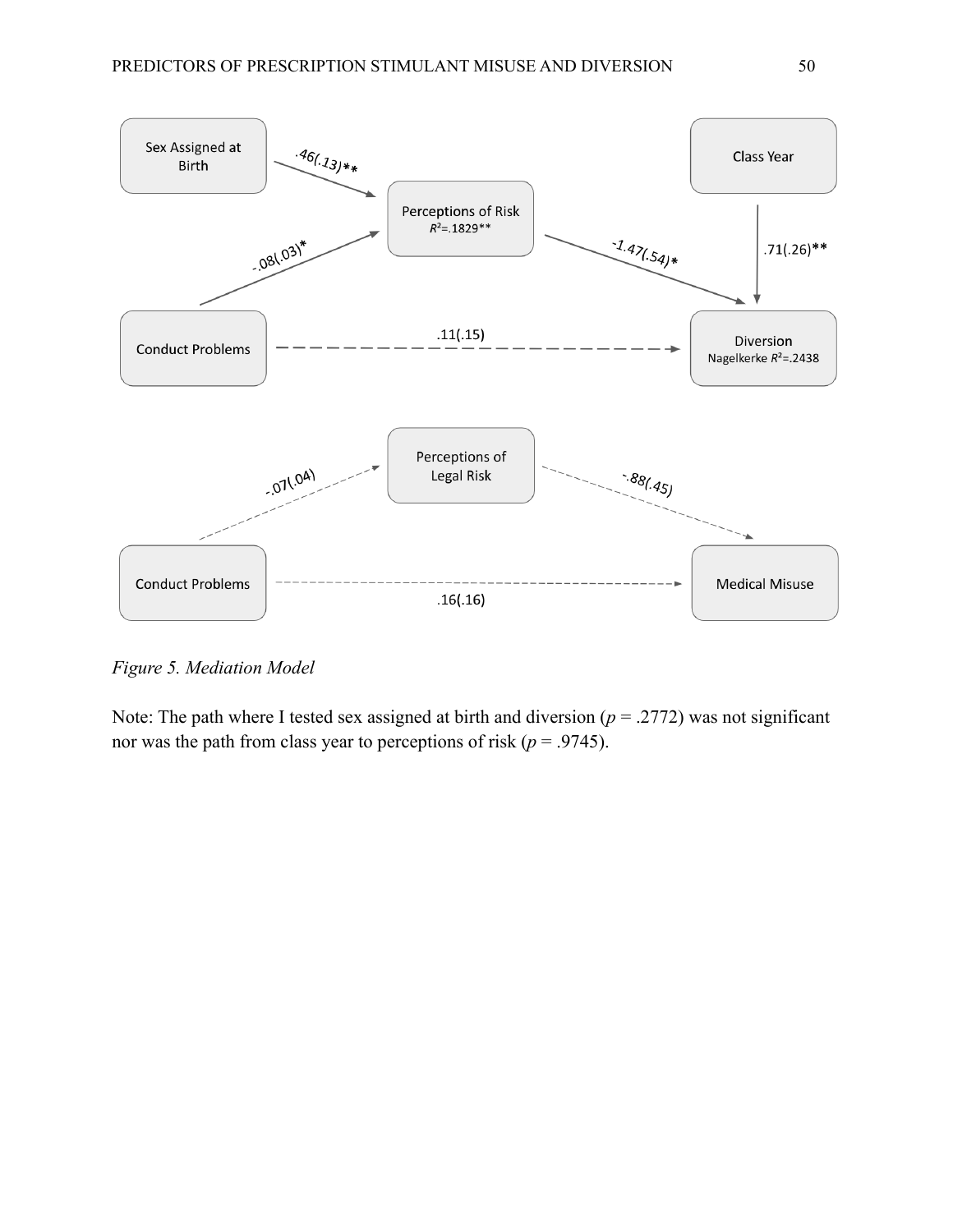Sex Assigned at Birth

.46(.13)**

Perceptions of Risk

$R^2$=.1829**

Class Year

-.08(.03)*

-1.47(.54)*

.71(.26)**

Conduct Problems

.11(.15)

Diversion

Nagelkerke $R^2$=.2438

Perceptions of Legal Risk

-.07(.04)

-.88(.45)

Conduct Problems

.16(.16)

Medical Misuse

*Figure 5. Mediation Model*

Note: The path where I tested sex assigned at birth and diversion (*p* = .2772) was not significant nor was the path from class year to perceptions of risk (*p* = .9745).